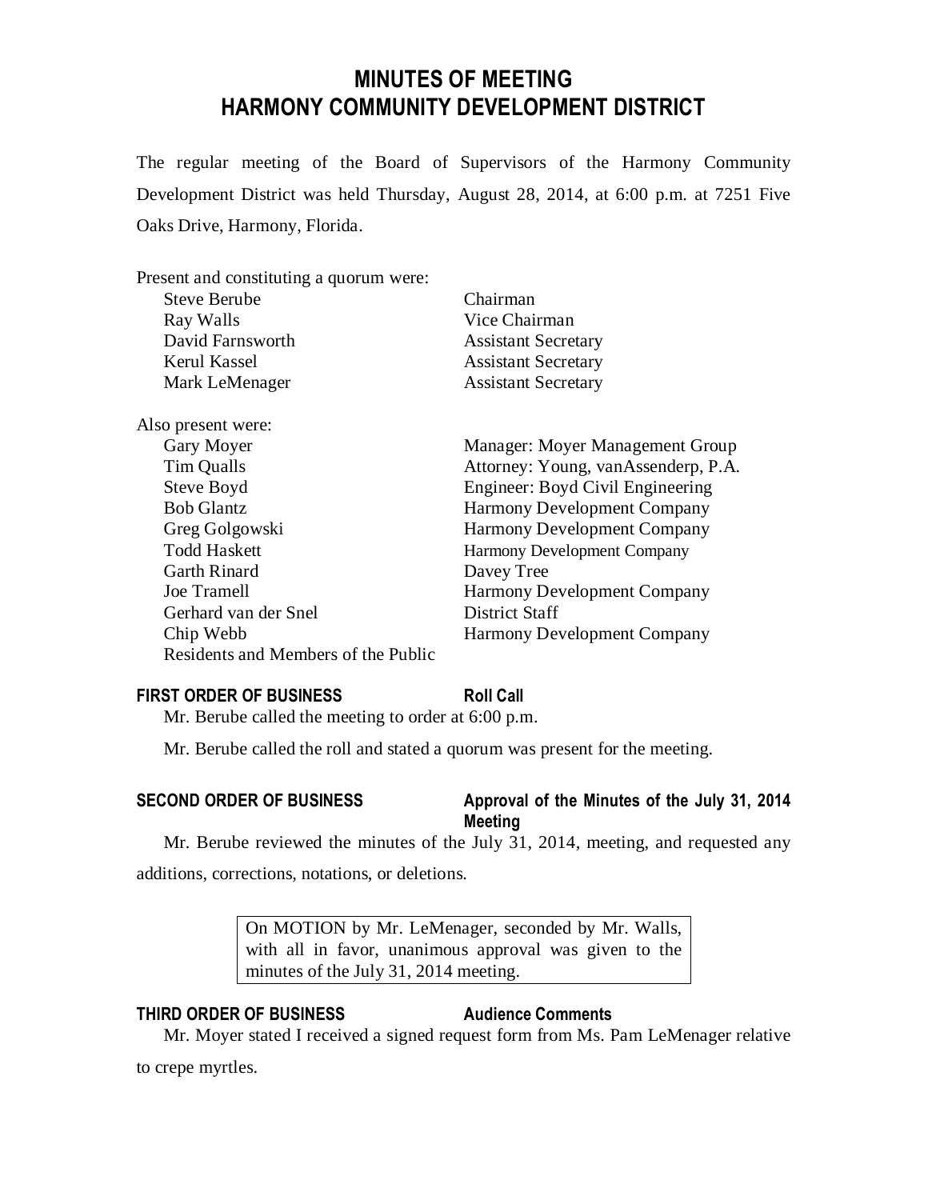# MINUTES OF MEETING
# HARMONY COMMUNITY DEVELOPMENT DISTRICT

The regular meeting of the Board of Supervisors of the Harmony Community Development District was held Thursday, August 28, 2014, at 6:00 p.m. at 7251 Five Oaks Drive, Harmony, Florida.

Present and constituting a quorum were:

| | |
|---|---|
| Steve Berube | Chairman |
| Ray Walls | Vice Chairman |
| David Farnsworth | Assistant Secretary |
| Kerul Kassel | Assistant Secretary |
| Mark LeMenager | Assistant Secretary |

Also present were:

| | |
|---|---|
| Gary Moyer | Manager: Moyer Management Group |
| Tim Qualls | Attorney: Young, vanAssenderp, P.A. |
| Steve Boyd | Engineer: Boyd Civil Engineering |
| Bob Glantz | Harmony Development Company |
| Greg Golgowski | Harmony Development Company |
| Todd Haskett | Harmony Development Company |
| Garth Rinard | Davey Tree |
| Joe Tramell | Harmony Development Company |
| Gerhard van der Snel | District Staff |
| Chip Webb | Harmony Development Company |
| Residents and Members of the Public | |

### FIRST ORDER OF BUSINESS — Roll Call

Mr. Berube called the meeting to order at 6:00 p.m.

Mr. Berube called the roll and stated a quorum was present for the meeting.

### SECOND ORDER OF BUSINESS — Approval of the Minutes of the July 31, 2014 Meeting

Mr. Berube reviewed the minutes of the July 31, 2014, meeting, and requested any additions, corrections, notations, or deletions.

> On MOTION by Mr. LeMenager, seconded by Mr. Walls, with all in favor, unanimous approval was given to the minutes of the July 31, 2014 meeting.

### THIRD ORDER OF BUSINESS — Audience Comments

Mr. Moyer stated I received a signed request form from Ms. Pam LeMenager relative to crepe myrtles.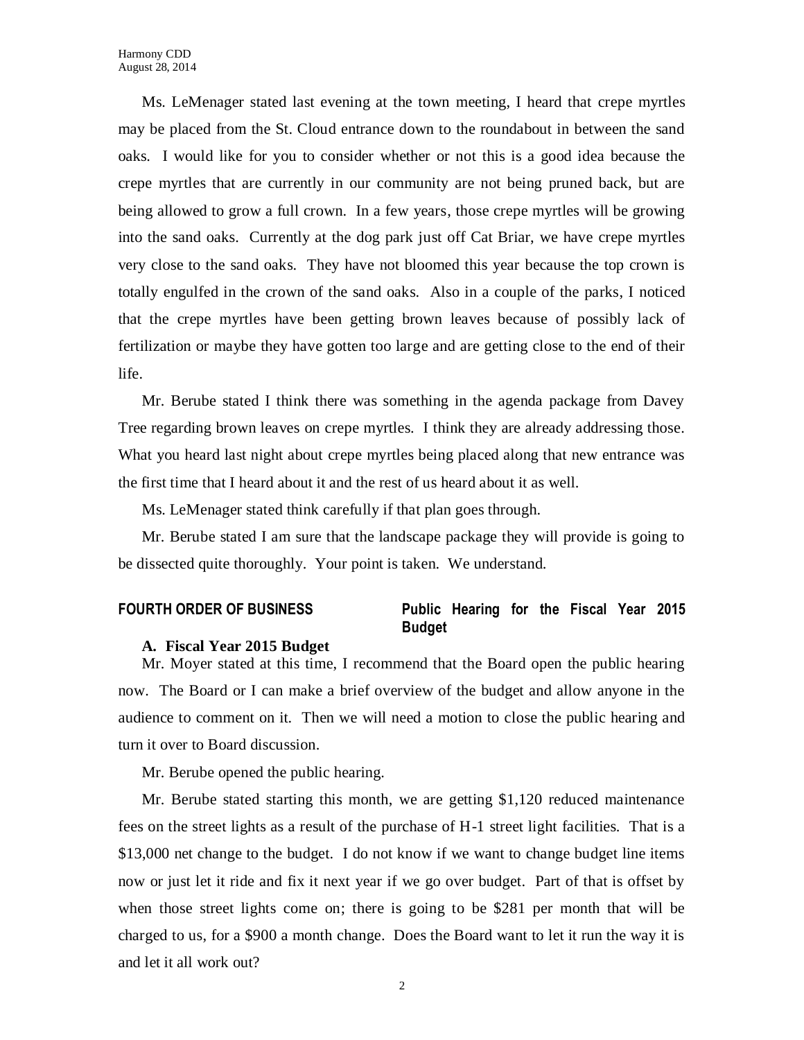Ms. LeMenager stated last evening at the town meeting, I heard that crepe myrtles may be placed from the St. Cloud entrance down to the roundabout in between the sand oaks. I would like for you to consider whether or not this is a good idea because the crepe myrtles that are currently in our community are not being pruned back, but are being allowed to grow a full crown. In a few years, those crepe myrtles will be growing into the sand oaks. Currently at the dog park just off Cat Briar, we have crepe myrtles very close to the sand oaks. They have not bloomed this year because the top crown is totally engulfed in the crown of the sand oaks. Also in a couple of the parks, I noticed that the crepe myrtles have been getting brown leaves because of possibly lack of fertilization or maybe they have gotten too large and are getting close to the end of their life.

Mr. Berube stated I think there was something in the agenda package from Davey Tree regarding brown leaves on crepe myrtles. I think they are already addressing those. What you heard last night about crepe myrtles being placed along that new entrance was the first time that I heard about it and the rest of us heard about it as well.

Ms. LeMenager stated think carefully if that plan goes through.

Mr. Berube stated I am sure that the landscape package they will provide is going to be dissected quite thoroughly. Your point is taken. We understand.

## FOURTH ORDER OF BUSINESS — Public Hearing for the Fiscal Year 2015 Budget

**A. Fiscal Year 2015 Budget**

Mr. Moyer stated at this time, I recommend that the Board open the public hearing now. The Board or I can make a brief overview of the budget and allow anyone in the audience to comment on it. Then we will need a motion to close the public hearing and turn it over to Board discussion.

Mr. Berube opened the public hearing.

Mr. Berube stated starting this month, we are getting $1,120 reduced maintenance fees on the street lights as a result of the purchase of H-1 street light facilities. That is a $13,000 net change to the budget. I do not know if we want to change budget line items now or just let it ride and fix it next year if we go over budget. Part of that is offset by when those street lights come on; there is going to be $281 per month that will be charged to us, for a $900 a month change. Does the Board want to let it run the way it is and let it all work out?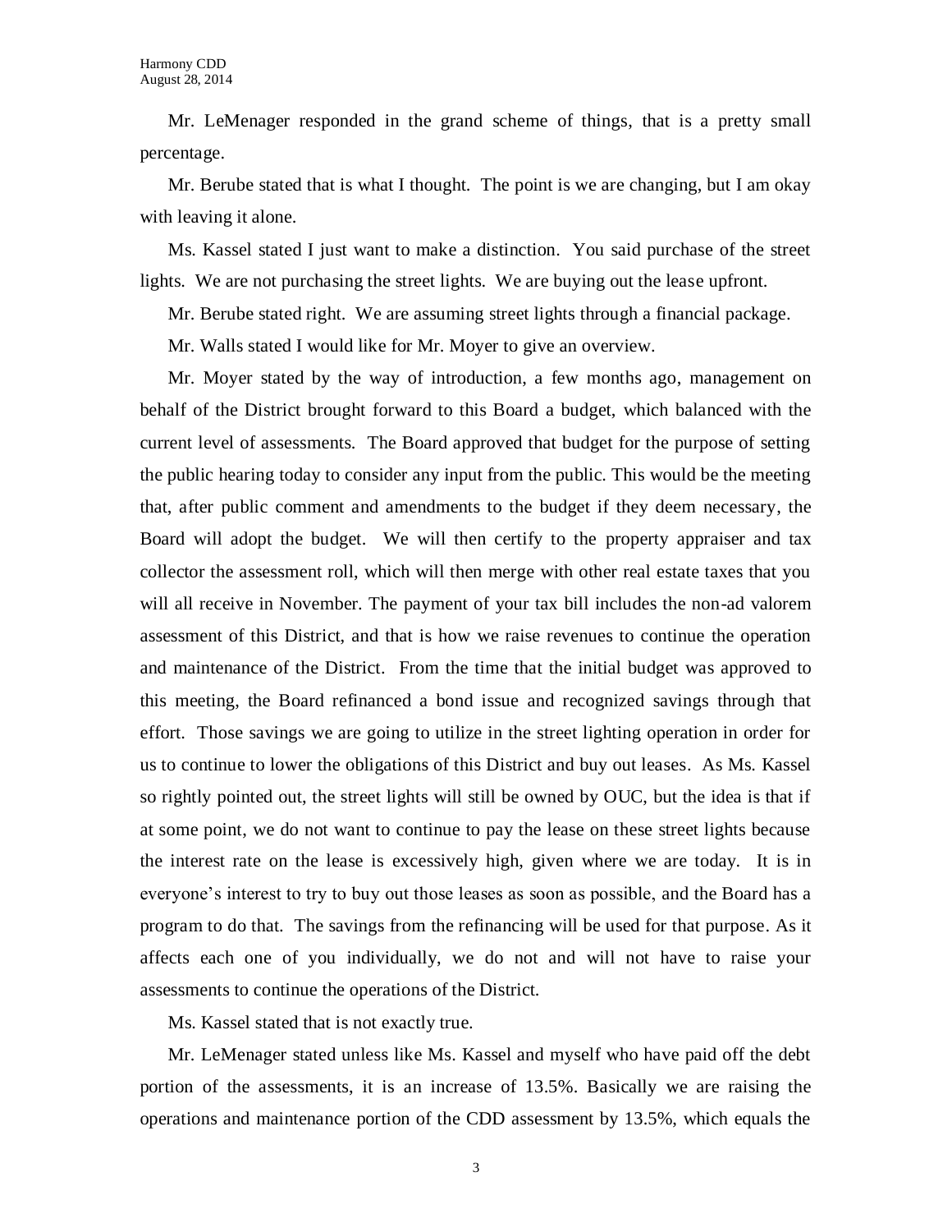Mr. LeMenager responded in the grand scheme of things, that is a pretty small percentage.

Mr. Berube stated that is what I thought. The point is we are changing, but I am okay with leaving it alone.

Ms. Kassel stated I just want to make a distinction. You said purchase of the street lights. We are not purchasing the street lights. We are buying out the lease upfront.

Mr. Berube stated right. We are assuming street lights through a financial package.

Mr. Walls stated I would like for Mr. Moyer to give an overview.

Mr. Moyer stated by the way of introduction, a few months ago, management on behalf of the District brought forward to this Board a budget, which balanced with the current level of assessments. The Board approved that budget for the purpose of setting the public hearing today to consider any input from the public. This would be the meeting that, after public comment and amendments to the budget if they deem necessary, the Board will adopt the budget. We will then certify to the property appraiser and tax collector the assessment roll, which will then merge with other real estate taxes that you will all receive in November. The payment of your tax bill includes the non-ad valorem assessment of this District, and that is how we raise revenues to continue the operation and maintenance of the District. From the time that the initial budget was approved to this meeting, the Board refinanced a bond issue and recognized savings through that effort. Those savings we are going to utilize in the street lighting operation in order for us to continue to lower the obligations of this District and buy out leases. As Ms. Kassel so rightly pointed out, the street lights will still be owned by OUC, but the idea is that if at some point, we do not want to continue to pay the lease on these street lights because the interest rate on the lease is excessively high, given where we are today. It is in everyone's interest to try to buy out those leases as soon as possible, and the Board has a program to do that. The savings from the refinancing will be used for that purpose. As it affects each one of you individually, we do not and will not have to raise your assessments to continue the operations of the District.

Ms. Kassel stated that is not exactly true.

Mr. LeMenager stated unless like Ms. Kassel and myself who have paid off the debt portion of the assessments, it is an increase of 13.5%. Basically we are raising the operations and maintenance portion of the CDD assessment by 13.5%, which equals the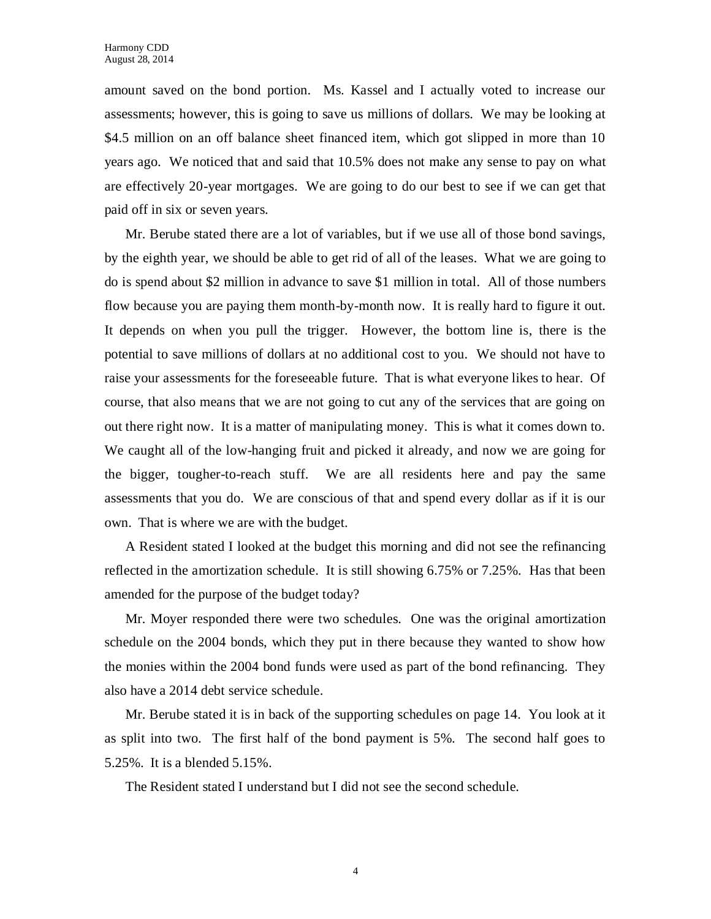amount saved on the bond portion. Ms. Kassel and I actually voted to increase our assessments; however, this is going to save us millions of dollars. We may be looking at $4.5 million on an off balance sheet financed item, which got slipped in more than 10 years ago. We noticed that and said that 10.5% does not make any sense to pay on what are effectively 20-year mortgages. We are going to do our best to see if we can get that paid off in six or seven years.

Mr. Berube stated there are a lot of variables, but if we use all of those bond savings, by the eighth year, we should be able to get rid of all of the leases. What we are going to do is spend about $2 million in advance to save $1 million in total. All of those numbers flow because you are paying them month-by-month now. It is really hard to figure it out. It depends on when you pull the trigger. However, the bottom line is, there is the potential to save millions of dollars at no additional cost to you. We should not have to raise your assessments for the foreseeable future. That is what everyone likes to hear. Of course, that also means that we are not going to cut any of the services that are going on out there right now. It is a matter of manipulating money. This is what it comes down to. We caught all of the low-hanging fruit and picked it already, and now we are going for the bigger, tougher-to-reach stuff. We are all residents here and pay the same assessments that you do. We are conscious of that and spend every dollar as if it is our own. That is where we are with the budget.

A Resident stated I looked at the budget this morning and did not see the refinancing reflected in the amortization schedule. It is still showing 6.75% or 7.25%. Has that been amended for the purpose of the budget today?

Mr. Moyer responded there were two schedules. One was the original amortization schedule on the 2004 bonds, which they put in there because they wanted to show how the monies within the 2004 bond funds were used as part of the bond refinancing. They also have a 2014 debt service schedule.

Mr. Berube stated it is in back of the supporting schedules on page 14. You look at it as split into two. The first half of the bond payment is 5%. The second half goes to 5.25%. It is a blended 5.15%.

The Resident stated I understand but I did not see the second schedule.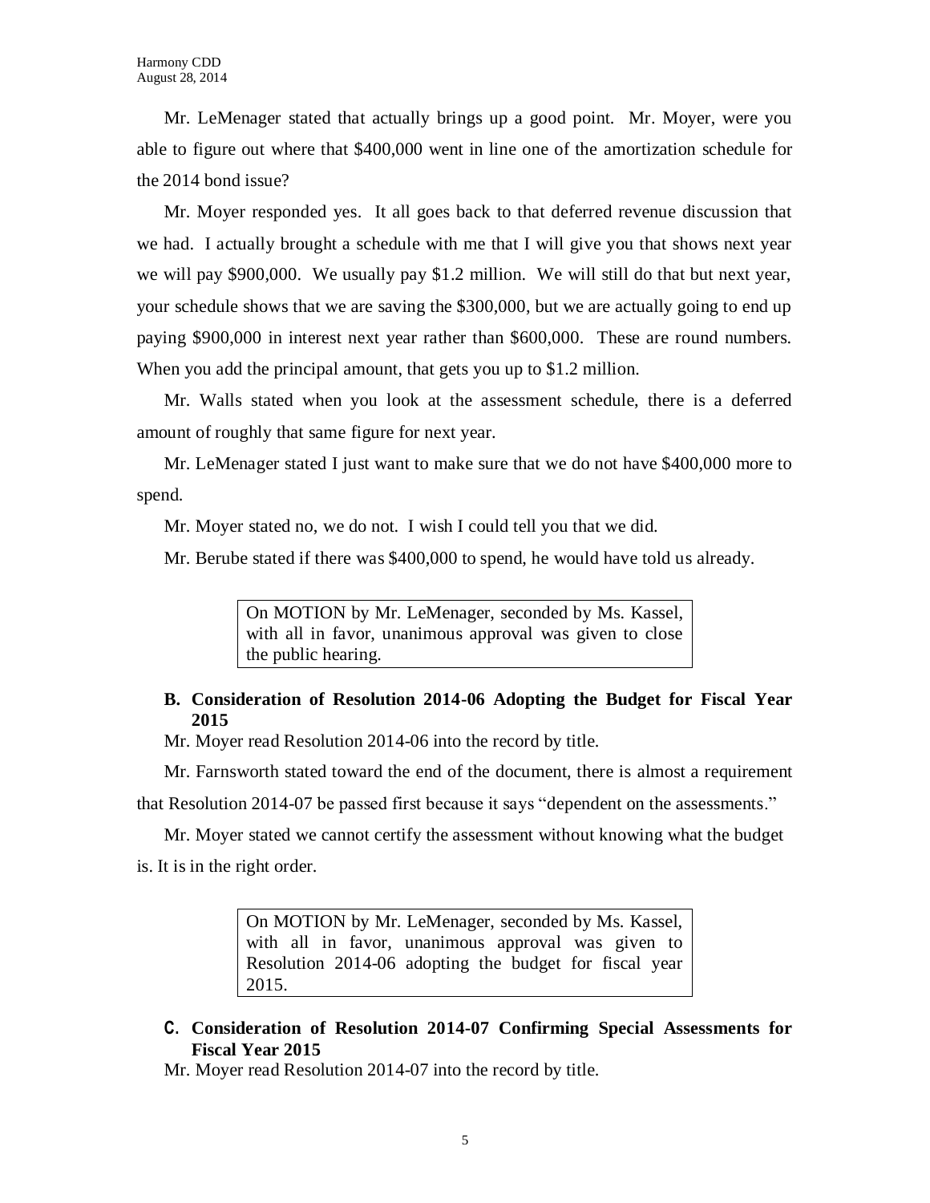Mr. LeMenager stated that actually brings up a good point. Mr. Moyer, were you able to figure out where that $400,000 went in line one of the amortization schedule for the 2014 bond issue?

Mr. Moyer responded yes. It all goes back to that deferred revenue discussion that we had. I actually brought a schedule with me that I will give you that shows next year we will pay $900,000. We usually pay $1.2 million. We will still do that but next year, your schedule shows that we are saving the $300,000, but we are actually going to end up paying $900,000 in interest next year rather than $600,000. These are round numbers. When you add the principal amount, that gets you up to $1.2 million.

Mr. Walls stated when you look at the assessment schedule, there is a deferred amount of roughly that same figure for next year.

Mr. LeMenager stated I just want to make sure that we do not have $400,000 more to spend.

Mr. Moyer stated no, we do not. I wish I could tell you that we did.

Mr. Berube stated if there was $400,000 to spend, he would have told us already.

> On MOTION by Mr. LeMenager, seconded by Ms. Kassel, with all in favor, unanimous approval was given to close the public hearing.

**B. Consideration of Resolution 2014-06 Adopting the Budget for Fiscal Year 2015**

Mr. Moyer read Resolution 2014-06 into the record by title.

Mr. Farnsworth stated toward the end of the document, there is almost a requirement that Resolution 2014-07 be passed first because it says "dependent on the assessments."

Mr. Moyer stated we cannot certify the assessment without knowing what the budget is. It is in the right order.

> On MOTION by Mr. LeMenager, seconded by Ms. Kassel, with all in favor, unanimous approval was given to Resolution 2014-06 adopting the budget for fiscal year 2015.

**C. Consideration of Resolution 2014-07 Confirming Special Assessments for Fiscal Year 2015**

Mr. Moyer read Resolution 2014-07 into the record by title.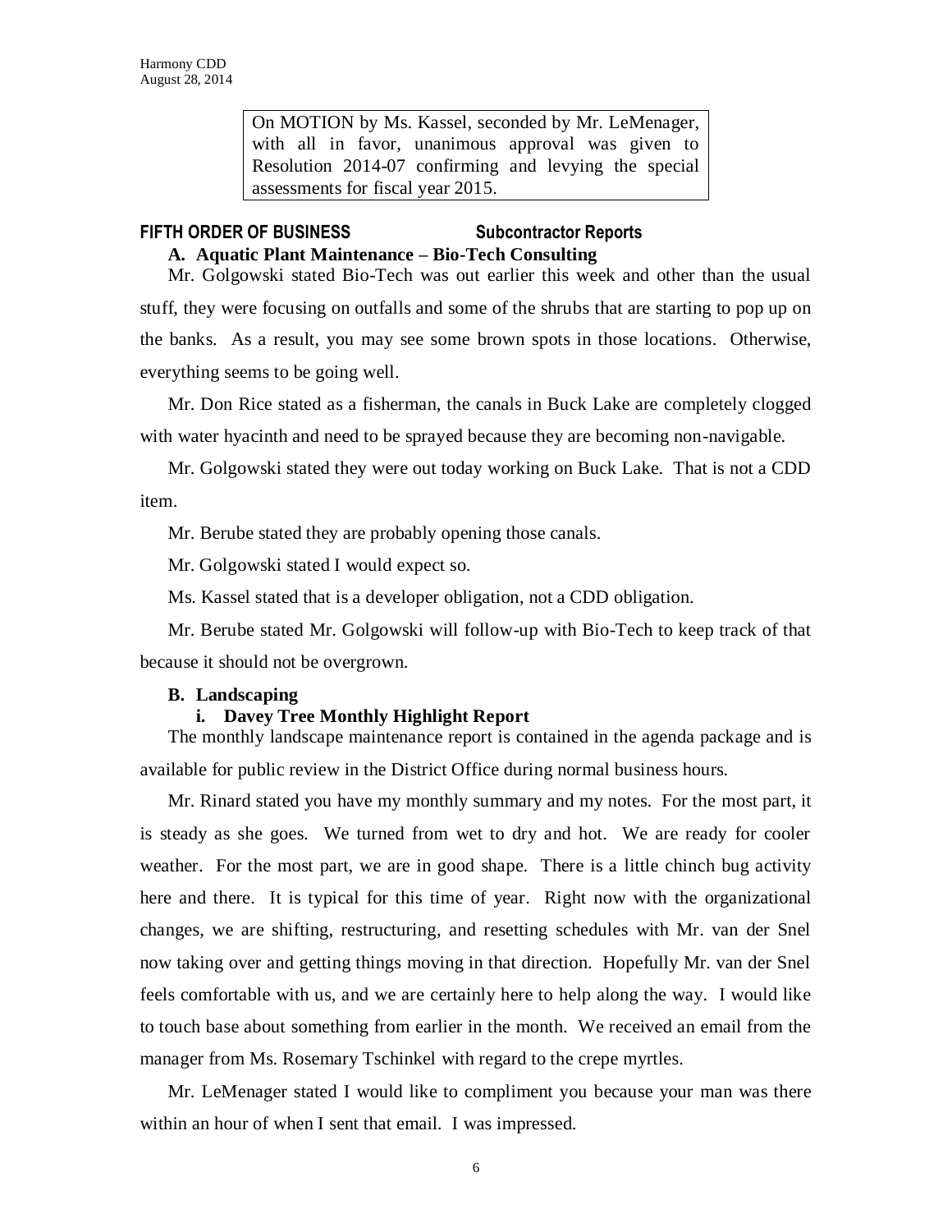On MOTION by Ms. Kassel, seconded by Mr. LeMenager, with all in favor, unanimous approval was given to Resolution 2014-07 confirming and levying the special assessments for fiscal year 2015.

## FIFTH ORDER OF BUSINESS Subcontractor Reports

**A. Aquatic Plant Maintenance – Bio-Tech Consulting**

Mr. Golgowski stated Bio-Tech was out earlier this week and other than the usual stuff, they were focusing on outfalls and some of the shrubs that are starting to pop up on the banks. As a result, you may see some brown spots in those locations. Otherwise, everything seems to be going well.

Mr. Don Rice stated as a fisherman, the canals in Buck Lake are completely clogged with water hyacinth and need to be sprayed because they are becoming non-navigable.

Mr. Golgowski stated they were out today working on Buck Lake. That is not a CDD item.

Mr. Berube stated they are probably opening those canals.

Mr. Golgowski stated I would expect so.

Ms. Kassel stated that is a developer obligation, not a CDD obligation.

Mr. Berube stated Mr. Golgowski will follow-up with Bio-Tech to keep track of that because it should not be overgrown.

**B. Landscaping**

**i. Davey Tree Monthly Highlight Report**

The monthly landscape maintenance report is contained in the agenda package and is available for public review in the District Office during normal business hours.

Mr. Rinard stated you have my monthly summary and my notes. For the most part, it is steady as she goes. We turned from wet to dry and hot. We are ready for cooler weather. For the most part, we are in good shape. There is a little chinch bug activity here and there. It is typical for this time of year. Right now with the organizational changes, we are shifting, restructuring, and resetting schedules with Mr. van der Snel now taking over and getting things moving in that direction. Hopefully Mr. van der Snel feels comfortable with us, and we are certainly here to help along the way. I would like to touch base about something from earlier in the month. We received an email from the manager from Ms. Rosemary Tschinkel with regard to the crepe myrtles.

Mr. LeMenager stated I would like to compliment you because your man was there within an hour of when I sent that email. I was impressed.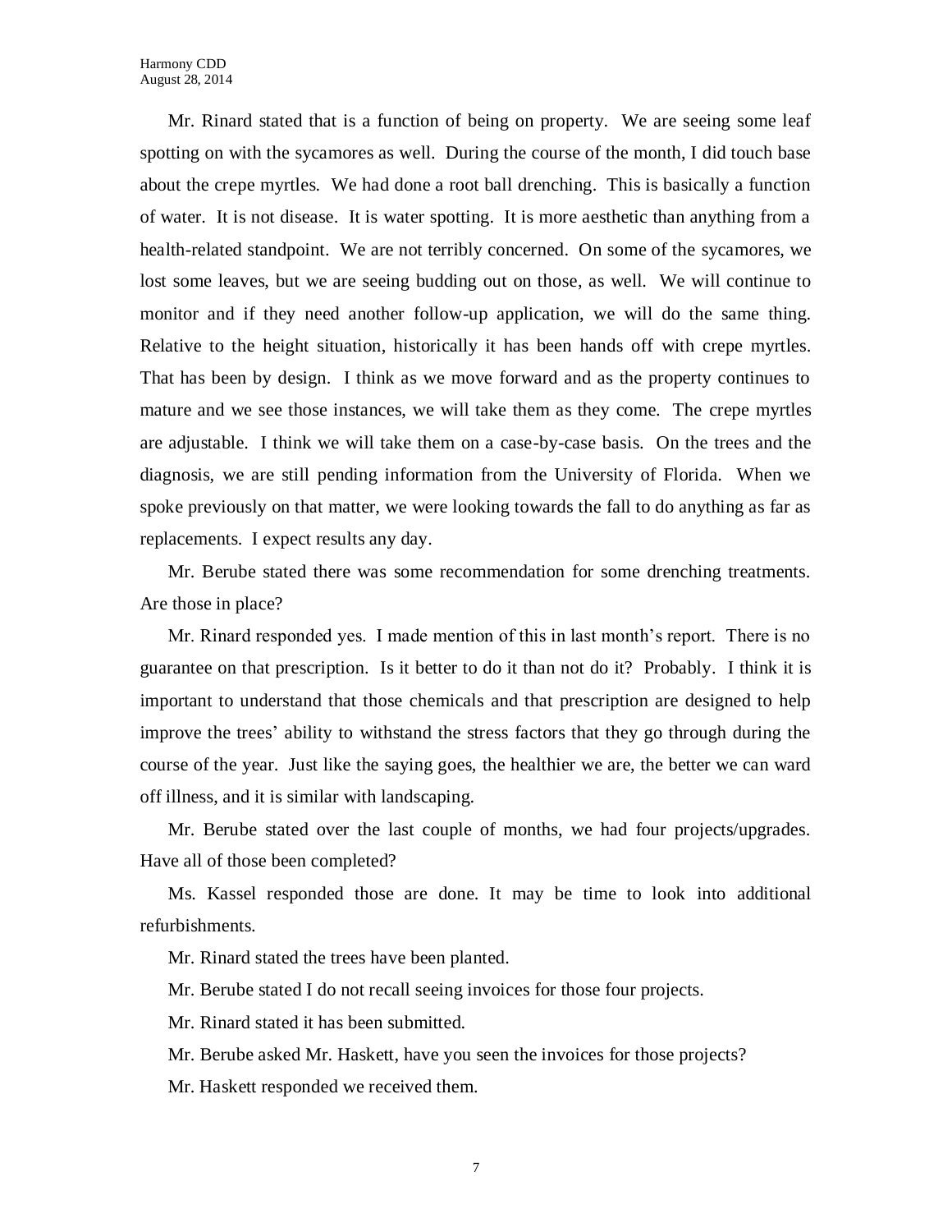Mr. Rinard stated that is a function of being on property. We are seeing some leaf spotting on with the sycamores as well. During the course of the month, I did touch base about the crepe myrtles. We had done a root ball drenching. This is basically a function of water. It is not disease. It is water spotting. It is more aesthetic than anything from a health-related standpoint. We are not terribly concerned. On some of the sycamores, we lost some leaves, but we are seeing budding out on those, as well. We will continue to monitor and if they need another follow-up application, we will do the same thing. Relative to the height situation, historically it has been hands off with crepe myrtles. That has been by design. I think as we move forward and as the property continues to mature and we see those instances, we will take them as they come. The crepe myrtles are adjustable. I think we will take them on a case-by-case basis. On the trees and the diagnosis, we are still pending information from the University of Florida. When we spoke previously on that matter, we were looking towards the fall to do anything as far as replacements. I expect results any day.

Mr. Berube stated there was some recommendation for some drenching treatments. Are those in place?

Mr. Rinard responded yes. I made mention of this in last month's report. There is no guarantee on that prescription. Is it better to do it than not do it? Probably. I think it is important to understand that those chemicals and that prescription are designed to help improve the trees' ability to withstand the stress factors that they go through during the course of the year. Just like the saying goes, the healthier we are, the better we can ward off illness, and it is similar with landscaping.

Mr. Berube stated over the last couple of months, we had four projects/upgrades. Have all of those been completed?

Ms. Kassel responded those are done. It may be time to look into additional refurbishments.

Mr. Rinard stated the trees have been planted.

Mr. Berube stated I do not recall seeing invoices for those four projects.

Mr. Rinard stated it has been submitted.

Mr. Berube asked Mr. Haskett, have you seen the invoices for those projects?

Mr. Haskett responded we received them.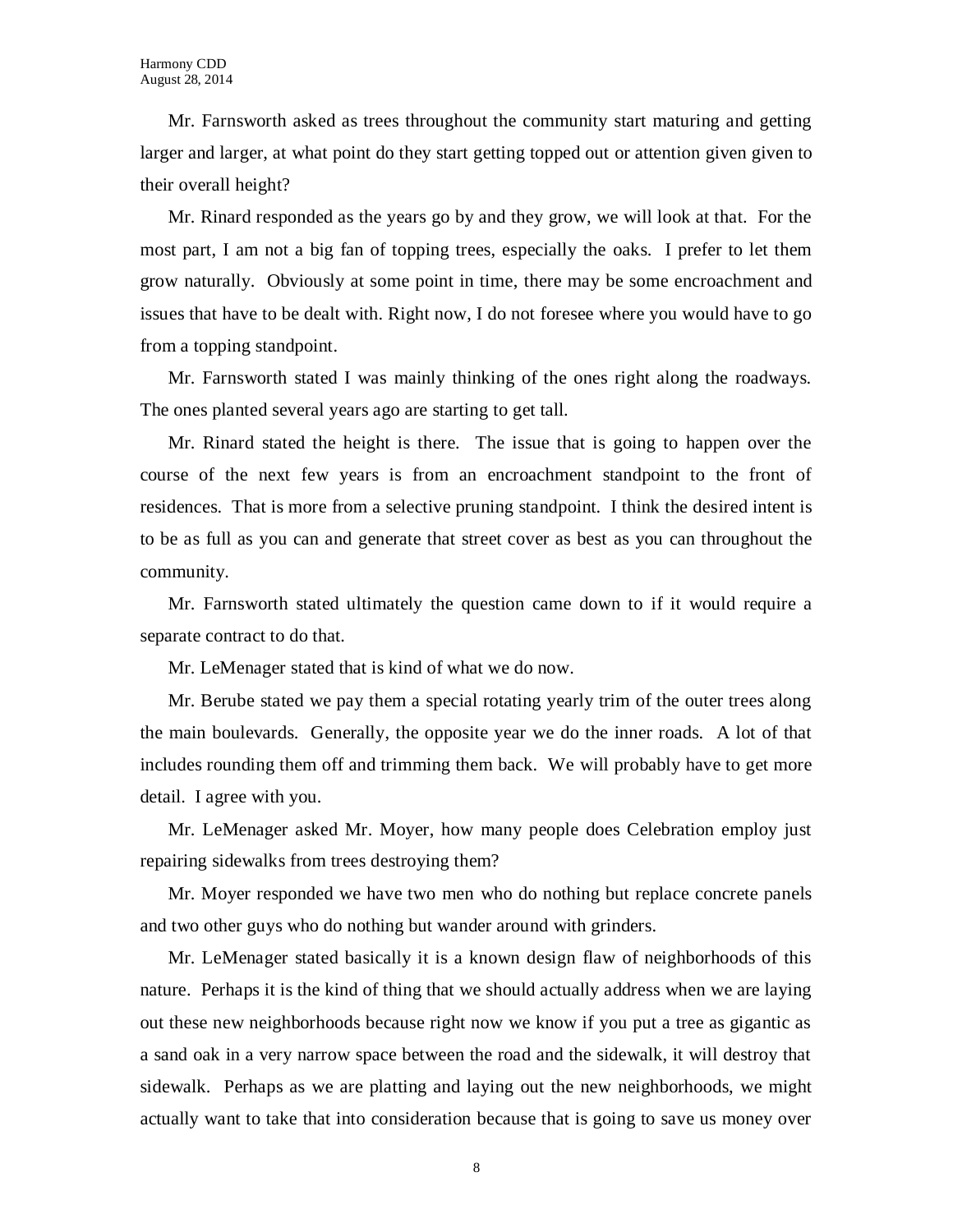Mr. Farnsworth asked as trees throughout the community start maturing and getting larger and larger, at what point do they start getting topped out or attention given given to their overall height?

Mr. Rinard responded as the years go by and they grow, we will look at that. For the most part, I am not a big fan of topping trees, especially the oaks. I prefer to let them grow naturally. Obviously at some point in time, there may be some encroachment and issues that have to be dealt with. Right now, I do not foresee where you would have to go from a topping standpoint.

Mr. Farnsworth stated I was mainly thinking of the ones right along the roadways. The ones planted several years ago are starting to get tall.

Mr. Rinard stated the height is there. The issue that is going to happen over the course of the next few years is from an encroachment standpoint to the front of residences. That is more from a selective pruning standpoint. I think the desired intent is to be as full as you can and generate that street cover as best as you can throughout the community.

Mr. Farnsworth stated ultimately the question came down to if it would require a separate contract to do that.

Mr. LeMenager stated that is kind of what we do now.

Mr. Berube stated we pay them a special rotating yearly trim of the outer trees along the main boulevards. Generally, the opposite year we do the inner roads. A lot of that includes rounding them off and trimming them back. We will probably have to get more detail. I agree with you.

Mr. LeMenager asked Mr. Moyer, how many people does Celebration employ just repairing sidewalks from trees destroying them?

Mr. Moyer responded we have two men who do nothing but replace concrete panels and two other guys who do nothing but wander around with grinders.

Mr. LeMenager stated basically it is a known design flaw of neighborhoods of this nature. Perhaps it is the kind of thing that we should actually address when we are laying out these new neighborhoods because right now we know if you put a tree as gigantic as a sand oak in a very narrow space between the road and the sidewalk, it will destroy that sidewalk. Perhaps as we are platting and laying out the new neighborhoods, we might actually want to take that into consideration because that is going to save us money over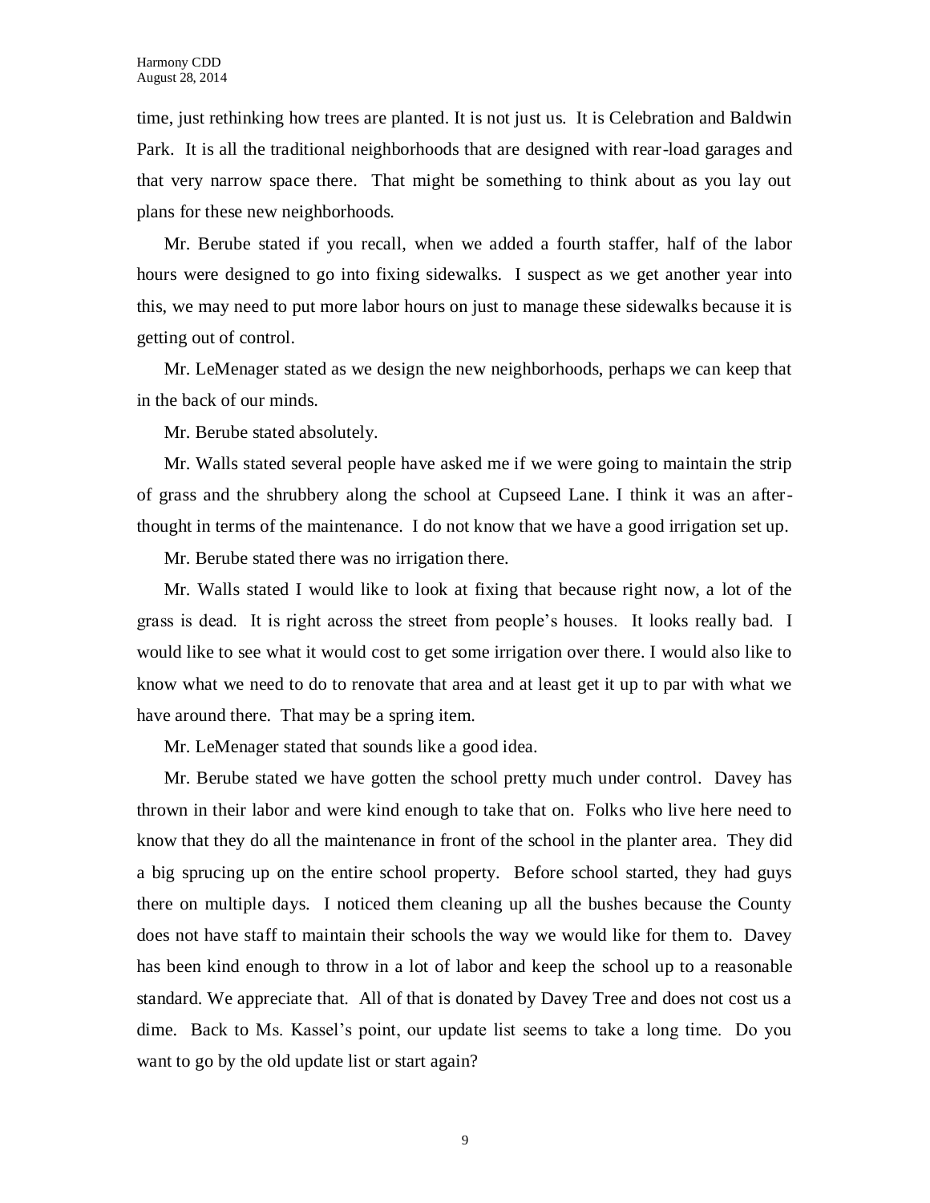time, just rethinking how trees are planted. It is not just us. It is Celebration and Baldwin Park. It is all the traditional neighborhoods that are designed with rear-load garages and that very narrow space there. That might be something to think about as you lay out plans for these new neighborhoods.

Mr. Berube stated if you recall, when we added a fourth staffer, half of the labor hours were designed to go into fixing sidewalks. I suspect as we get another year into this, we may need to put more labor hours on just to manage these sidewalks because it is getting out of control.

Mr. LeMenager stated as we design the new neighborhoods, perhaps we can keep that in the back of our minds.

Mr. Berube stated absolutely.

Mr. Walls stated several people have asked me if we were going to maintain the strip of grass and the shrubbery along the school at Cupseed Lane. I think it was an after-thought in terms of the maintenance. I do not know that we have a good irrigation set up.

Mr. Berube stated there was no irrigation there.

Mr. Walls stated I would like to look at fixing that because right now, a lot of the grass is dead. It is right across the street from people's houses. It looks really bad. I would like to see what it would cost to get some irrigation over there. I would also like to know what we need to do to renovate that area and at least get it up to par with what we have around there. That may be a spring item.

Mr. LeMenager stated that sounds like a good idea.

Mr. Berube stated we have gotten the school pretty much under control. Davey has thrown in their labor and were kind enough to take that on. Folks who live here need to know that they do all the maintenance in front of the school in the planter area. They did a big sprucing up on the entire school property. Before school started, they had guys there on multiple days. I noticed them cleaning up all the bushes because the County does not have staff to maintain their schools the way we would like for them to. Davey has been kind enough to throw in a lot of labor and keep the school up to a reasonable standard. We appreciate that. All of that is donated by Davey Tree and does not cost us a dime. Back to Ms. Kassel's point, our update list seems to take a long time. Do you want to go by the old update list or start again?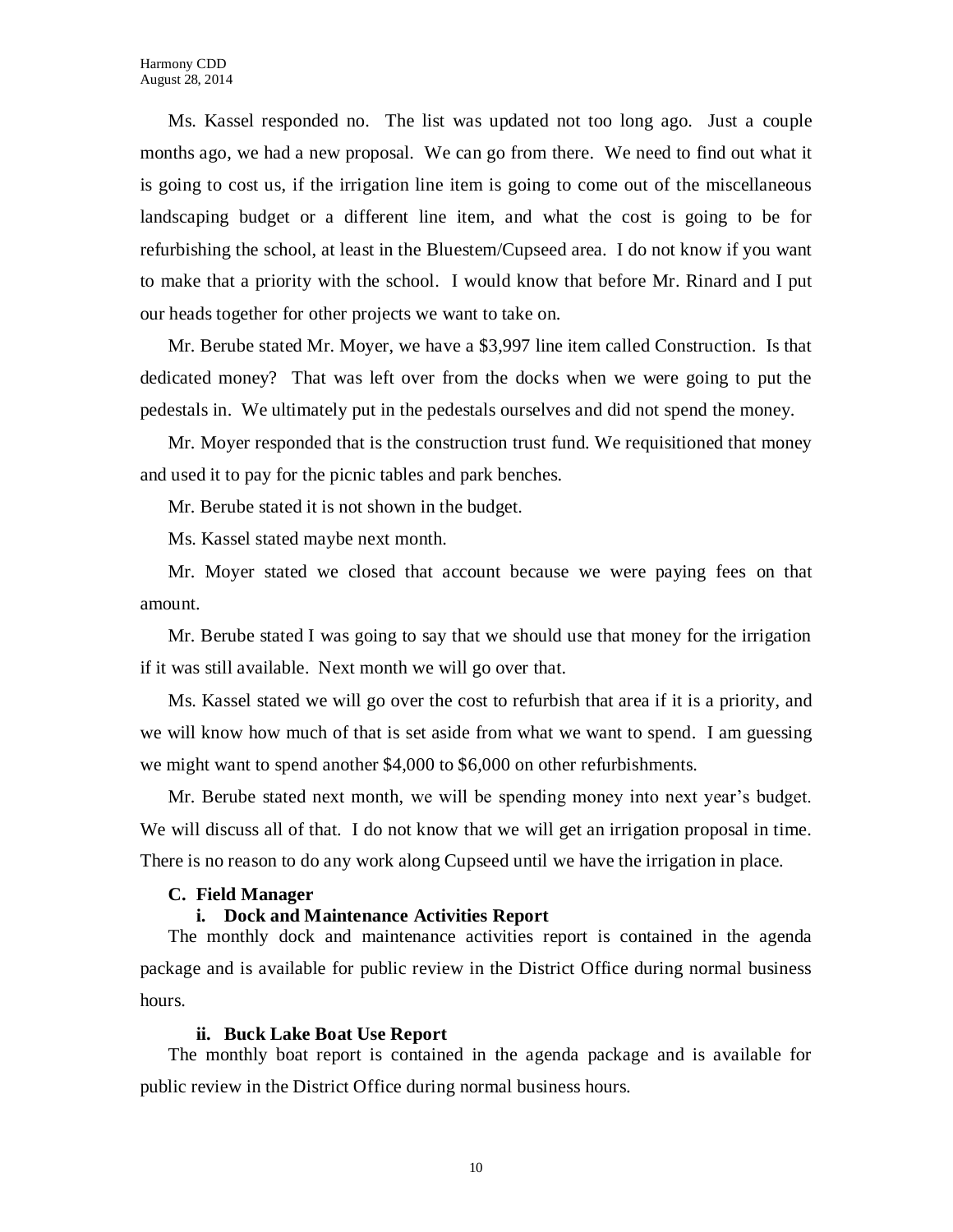Ms. Kassel responded no. The list was updated not too long ago. Just a couple months ago, we had a new proposal. We can go from there. We need to find out what it is going to cost us, if the irrigation line item is going to come out of the miscellaneous landscaping budget or a different line item, and what the cost is going to be for refurbishing the school, at least in the Bluestem/Cupseed area. I do not know if you want to make that a priority with the school. I would know that before Mr. Rinard and I put our heads together for other projects we want to take on.

Mr. Berube stated Mr. Moyer, we have a $3,997 line item called Construction. Is that dedicated money? That was left over from the docks when we were going to put the pedestals in. We ultimately put in the pedestals ourselves and did not spend the money.

Mr. Moyer responded that is the construction trust fund. We requisitioned that money and used it to pay for the picnic tables and park benches.

Mr. Berube stated it is not shown in the budget.

Ms. Kassel stated maybe next month.

Mr. Moyer stated we closed that account because we were paying fees on that amount.

Mr. Berube stated I was going to say that we should use that money for the irrigation if it was still available. Next month we will go over that.

Ms. Kassel stated we will go over the cost to refurbish that area if it is a priority, and we will know how much of that is set aside from what we want to spend. I am guessing we might want to spend another $4,000 to $6,000 on other refurbishments.

Mr. Berube stated next month, we will be spending money into next year's budget. We will discuss all of that. I do not know that we will get an irrigation proposal in time. There is no reason to do any work along Cupseed until we have the irrigation in place.

### C. Field Manager

#### i. Dock and Maintenance Activities Report

The monthly dock and maintenance activities report is contained in the agenda package and is available for public review in the District Office during normal business hours.

#### ii. Buck Lake Boat Use Report

The monthly boat report is contained in the agenda package and is available for public review in the District Office during normal business hours.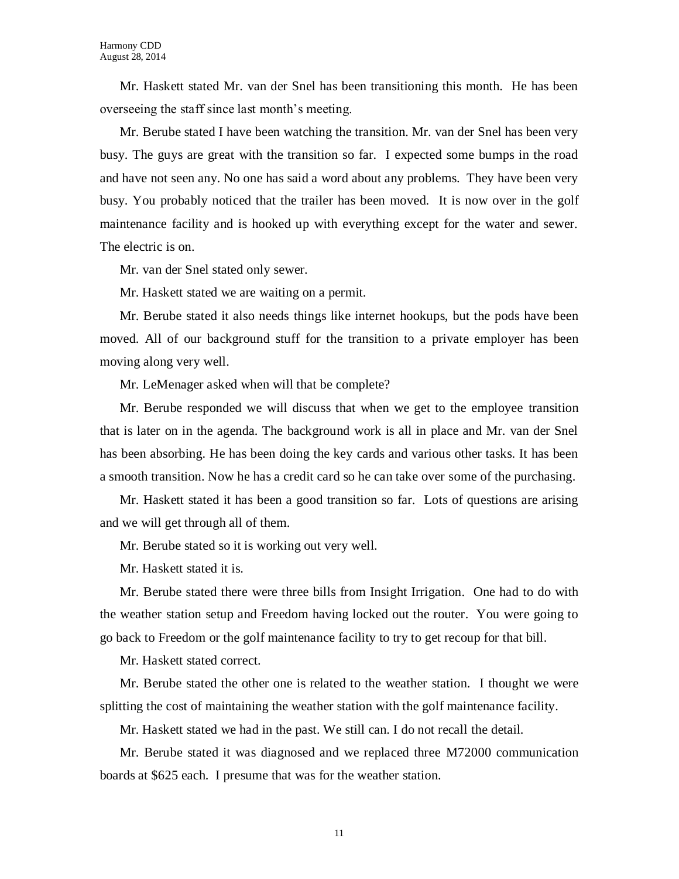Mr. Haskett stated Mr. van der Snel has been transitioning this month. He has been overseeing the staff since last month's meeting.

Mr. Berube stated I have been watching the transition. Mr. van der Snel has been very busy. The guys are great with the transition so far. I expected some bumps in the road and have not seen any. No one has said a word about any problems. They have been very busy. You probably noticed that the trailer has been moved. It is now over in the golf maintenance facility and is hooked up with everything except for the water and sewer. The electric is on.

Mr. van der Snel stated only sewer.

Mr. Haskett stated we are waiting on a permit.

Mr. Berube stated it also needs things like internet hookups, but the pods have been moved. All of our background stuff for the transition to a private employer has been moving along very well.

Mr. LeMenager asked when will that be complete?

Mr. Berube responded we will discuss that when we get to the employee transition that is later on in the agenda. The background work is all in place and Mr. van der Snel has been absorbing. He has been doing the key cards and various other tasks. It has been a smooth transition. Now he has a credit card so he can take over some of the purchasing.

Mr. Haskett stated it has been a good transition so far. Lots of questions are arising and we will get through all of them.

Mr. Berube stated so it is working out very well.

Mr. Haskett stated it is.

Mr. Berube stated there were three bills from Insight Irrigation. One had to do with the weather station setup and Freedom having locked out the router. You were going to go back to Freedom or the golf maintenance facility to try to get recoup for that bill.

Mr. Haskett stated correct.

Mr. Berube stated the other one is related to the weather station. I thought we were splitting the cost of maintaining the weather station with the golf maintenance facility.

Mr. Haskett stated we had in the past. We still can. I do not recall the detail.

Mr. Berube stated it was diagnosed and we replaced three M72000 communication boards at $625 each. I presume that was for the weather station.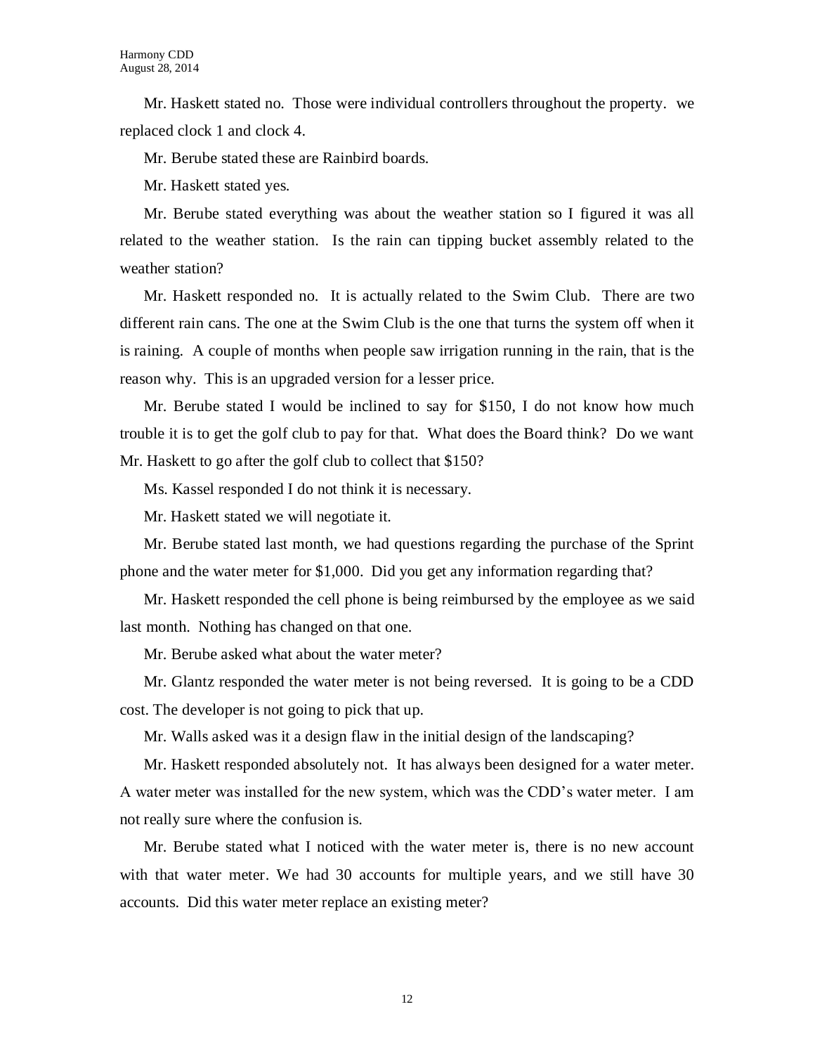Mr. Haskett stated no. Those were individual controllers throughout the property. we replaced clock 1 and clock 4.

Mr. Berube stated these are Rainbird boards.

Mr. Haskett stated yes.

Mr. Berube stated everything was about the weather station so I figured it was all related to the weather station. Is the rain can tipping bucket assembly related to the weather station?

Mr. Haskett responded no. It is actually related to the Swim Club. There are two different rain cans. The one at the Swim Club is the one that turns the system off when it is raining. A couple of months when people saw irrigation running in the rain, that is the reason why. This is an upgraded version for a lesser price.

Mr. Berube stated I would be inclined to say for $150, I do not know how much trouble it is to get the golf club to pay for that. What does the Board think? Do we want Mr. Haskett to go after the golf club to collect that $150?

Ms. Kassel responded I do not think it is necessary.

Mr. Haskett stated we will negotiate it.

Mr. Berube stated last month, we had questions regarding the purchase of the Sprint phone and the water meter for $1,000. Did you get any information regarding that?

Mr. Haskett responded the cell phone is being reimbursed by the employee as we said last month. Nothing has changed on that one.

Mr. Berube asked what about the water meter?

Mr. Glantz responded the water meter is not being reversed. It is going to be a CDD cost. The developer is not going to pick that up.

Mr. Walls asked was it a design flaw in the initial design of the landscaping?

Mr. Haskett responded absolutely not. It has always been designed for a water meter. A water meter was installed for the new system, which was the CDD's water meter. I am not really sure where the confusion is.

Mr. Berube stated what I noticed with the water meter is, there is no new account with that water meter. We had 30 accounts for multiple years, and we still have 30 accounts. Did this water meter replace an existing meter?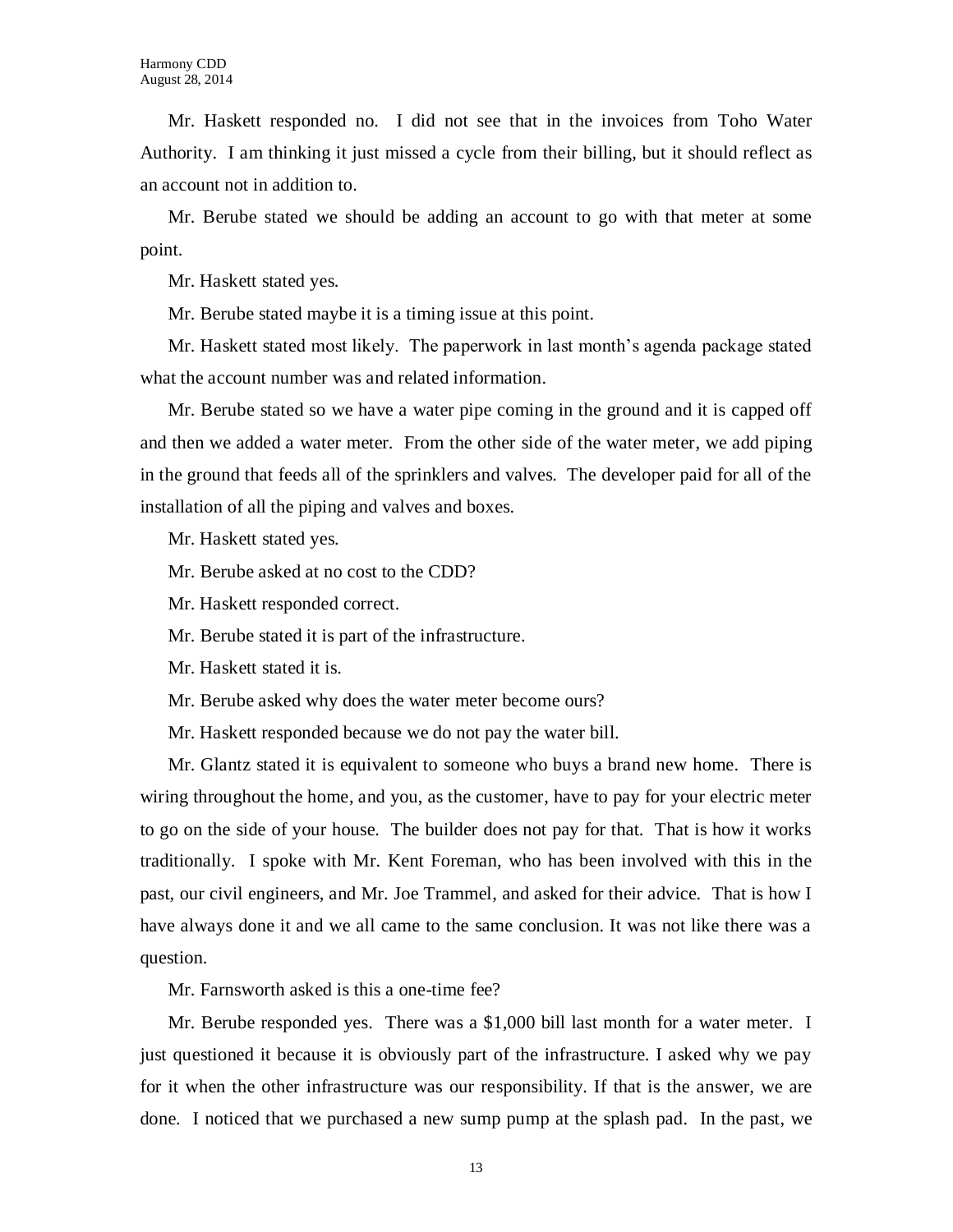Mr. Haskett responded no. I did not see that in the invoices from Toho Water Authority. I am thinking it just missed a cycle from their billing, but it should reflect as an account not in addition to.

Mr. Berube stated we should be adding an account to go with that meter at some point.

Mr. Haskett stated yes.

Mr. Berube stated maybe it is a timing issue at this point.

Mr. Haskett stated most likely. The paperwork in last month's agenda package stated what the account number was and related information.

Mr. Berube stated so we have a water pipe coming in the ground and it is capped off and then we added a water meter. From the other side of the water meter, we add piping in the ground that feeds all of the sprinklers and valves. The developer paid for all of the installation of all the piping and valves and boxes.

Mr. Haskett stated yes.

Mr. Berube asked at no cost to the CDD?

Mr. Haskett responded correct.

Mr. Berube stated it is part of the infrastructure.

Mr. Haskett stated it is.

Mr. Berube asked why does the water meter become ours?

Mr. Haskett responded because we do not pay the water bill.

Mr. Glantz stated it is equivalent to someone who buys a brand new home. There is wiring throughout the home, and you, as the customer, have to pay for your electric meter to go on the side of your house. The builder does not pay for that. That is how it works traditionally. I spoke with Mr. Kent Foreman, who has been involved with this in the past, our civil engineers, and Mr. Joe Trammel, and asked for their advice. That is how I have always done it and we all came to the same conclusion. It was not like there was a question.

Mr. Farnsworth asked is this a one-time fee?

Mr. Berube responded yes. There was a $1,000 bill last month for a water meter. I just questioned it because it is obviously part of the infrastructure. I asked why we pay for it when the other infrastructure was our responsibility. If that is the answer, we are done. I noticed that we purchased a new sump pump at the splash pad. In the past, we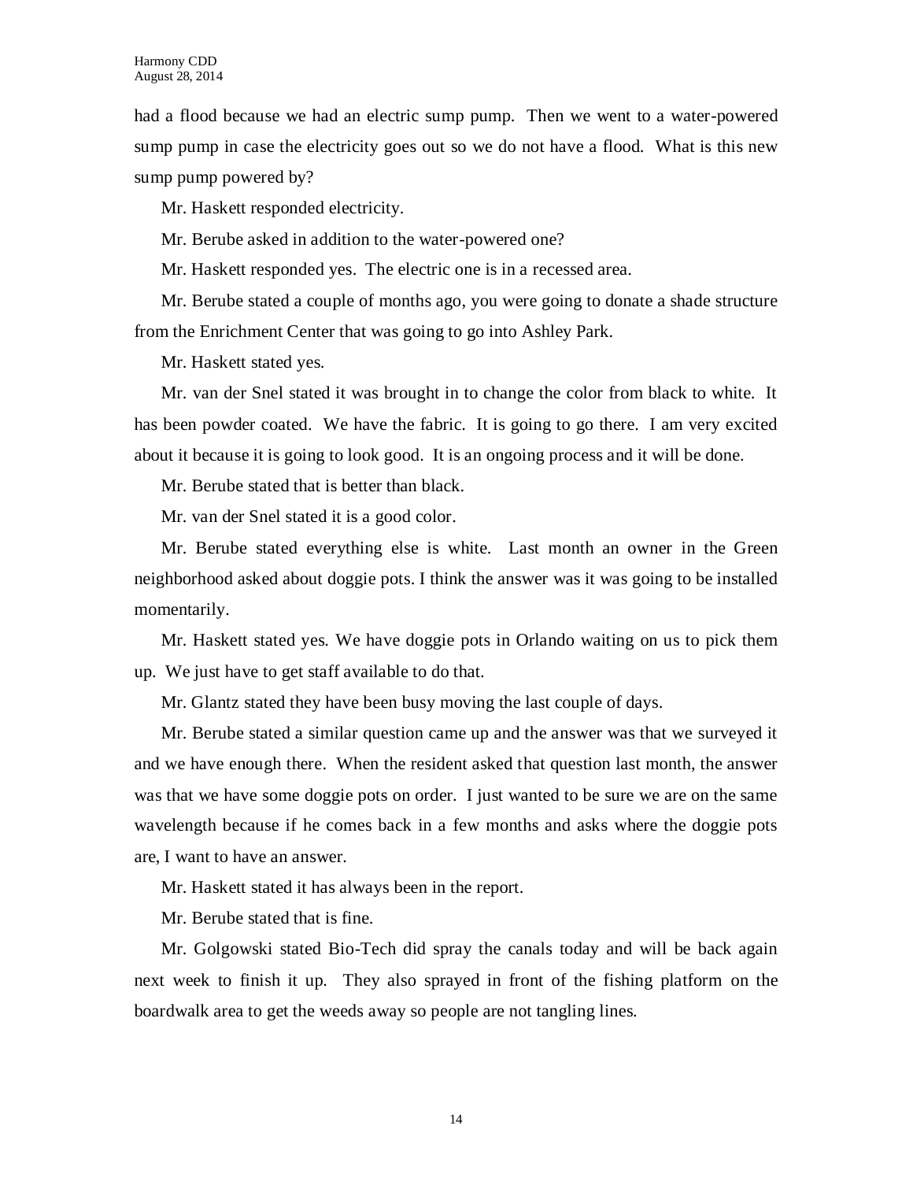had a flood because we had an electric sump pump. Then we went to a water-powered sump pump in case the electricity goes out so we do not have a flood. What is this new sump pump powered by?

Mr. Haskett responded electricity.

Mr. Berube asked in addition to the water-powered one?

Mr. Haskett responded yes. The electric one is in a recessed area.

Mr. Berube stated a couple of months ago, you were going to donate a shade structure from the Enrichment Center that was going to go into Ashley Park.

Mr. Haskett stated yes.

Mr. van der Snel stated it was brought in to change the color from black to white. It has been powder coated. We have the fabric. It is going to go there. I am very excited about it because it is going to look good. It is an ongoing process and it will be done.

Mr. Berube stated that is better than black.

Mr. van der Snel stated it is a good color.

Mr. Berube stated everything else is white. Last month an owner in the Green neighborhood asked about doggie pots. I think the answer was it was going to be installed momentarily.

Mr. Haskett stated yes. We have doggie pots in Orlando waiting on us to pick them up. We just have to get staff available to do that.

Mr. Glantz stated they have been busy moving the last couple of days.

Mr. Berube stated a similar question came up and the answer was that we surveyed it and we have enough there. When the resident asked that question last month, the answer was that we have some doggie pots on order. I just wanted to be sure we are on the same wavelength because if he comes back in a few months and asks where the doggie pots are, I want to have an answer.

Mr. Haskett stated it has always been in the report.

Mr. Berube stated that is fine.

Mr. Golgowski stated Bio-Tech did spray the canals today and will be back again next week to finish it up. They also sprayed in front of the fishing platform on the boardwalk area to get the weeds away so people are not tangling lines.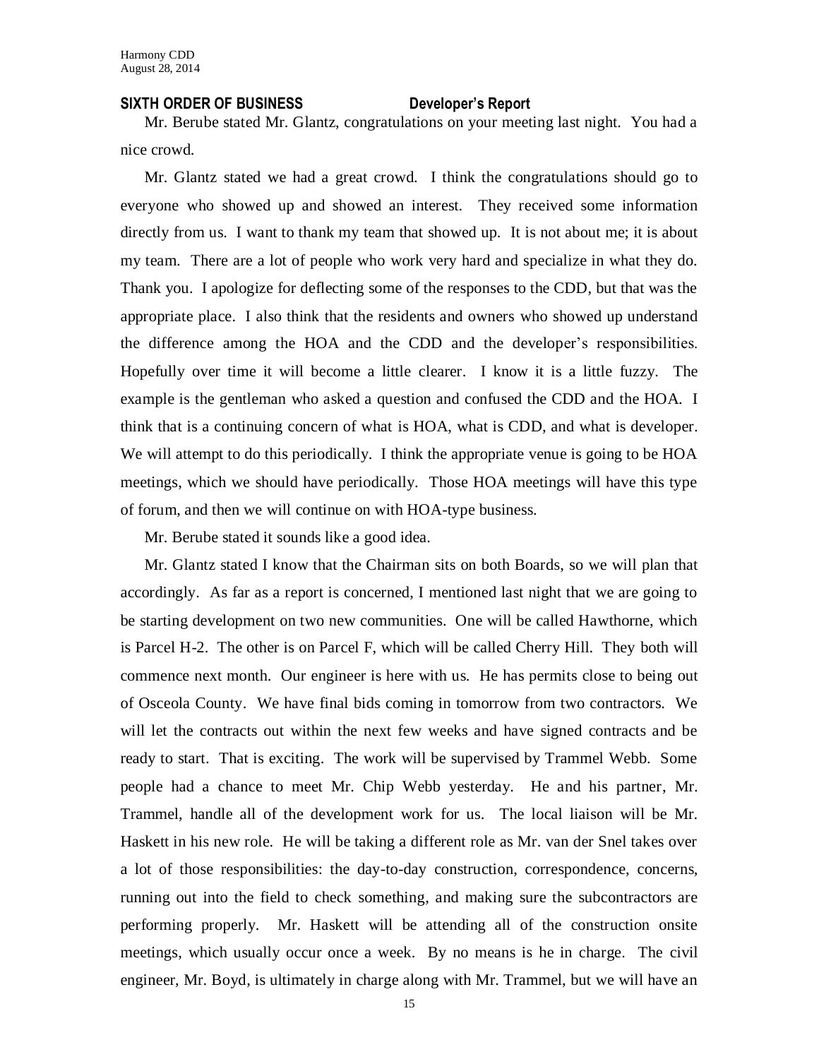**SIXTH ORDER OF BUSINESS Developer's Report**

Mr. Berube stated Mr. Glantz, congratulations on your meeting last night. You had a nice crowd.

Mr. Glantz stated we had a great crowd. I think the congratulations should go to everyone who showed up and showed an interest. They received some information directly from us. I want to thank my team that showed up. It is not about me; it is about my team. There are a lot of people who work very hard and specialize in what they do. Thank you. I apologize for deflecting some of the responses to the CDD, but that was the appropriate place. I also think that the residents and owners who showed up understand the difference among the HOA and the CDD and the developer's responsibilities. Hopefully over time it will become a little clearer. I know it is a little fuzzy. The example is the gentleman who asked a question and confused the CDD and the HOA. I think that is a continuing concern of what is HOA, what is CDD, and what is developer. We will attempt to do this periodically. I think the appropriate venue is going to be HOA meetings, which we should have periodically. Those HOA meetings will have this type of forum, and then we will continue on with HOA-type business.

Mr. Berube stated it sounds like a good idea.

Mr. Glantz stated I know that the Chairman sits on both Boards, so we will plan that accordingly. As far as a report is concerned, I mentioned last night that we are going to be starting development on two new communities. One will be called Hawthorne, which is Parcel H-2. The other is on Parcel F, which will be called Cherry Hill. They both will commence next month. Our engineer is here with us. He has permits close to being out of Osceola County. We have final bids coming in tomorrow from two contractors. We will let the contracts out within the next few weeks and have signed contracts and be ready to start. That is exciting. The work will be supervised by Trammel Webb. Some people had a chance to meet Mr. Chip Webb yesterday. He and his partner, Mr. Trammel, handle all of the development work for us. The local liaison will be Mr. Haskett in his new role. He will be taking a different role as Mr. van der Snel takes over a lot of those responsibilities: the day-to-day construction, correspondence, concerns, running out into the field to check something, and making sure the subcontractors are performing properly. Mr. Haskett will be attending all of the construction onsite meetings, which usually occur once a week. By no means is he in charge. The civil engineer, Mr. Boyd, is ultimately in charge along with Mr. Trammel, but we will have an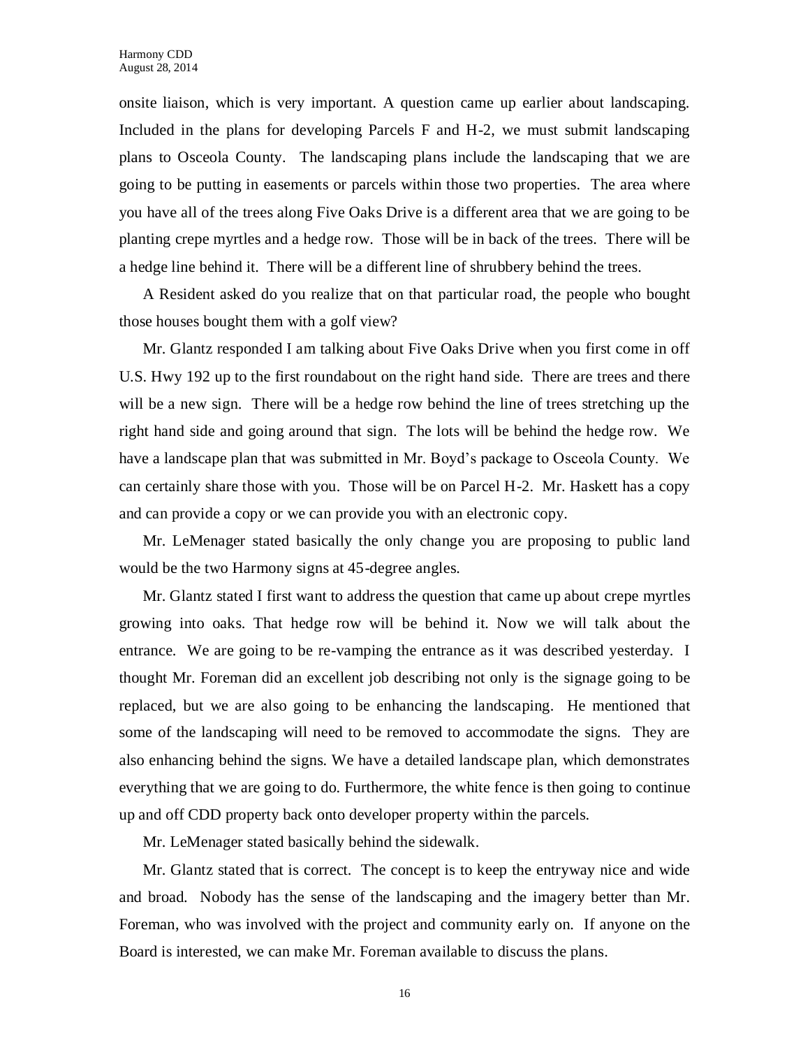onsite liaison, which is very important. A question came up earlier about landscaping. Included in the plans for developing Parcels F and H-2, we must submit landscaping plans to Osceola County. The landscaping plans include the landscaping that we are going to be putting in easements or parcels within those two properties. The area where you have all of the trees along Five Oaks Drive is a different area that we are going to be planting crepe myrtles and a hedge row. Those will be in back of the trees. There will be a hedge line behind it. There will be a different line of shrubbery behind the trees.

A Resident asked do you realize that on that particular road, the people who bought those houses bought them with a golf view?

Mr. Glantz responded I am talking about Five Oaks Drive when you first come in off U.S. Hwy 192 up to the first roundabout on the right hand side. There are trees and there will be a new sign. There will be a hedge row behind the line of trees stretching up the right hand side and going around that sign. The lots will be behind the hedge row. We have a landscape plan that was submitted in Mr. Boyd's package to Osceola County. We can certainly share those with you. Those will be on Parcel H-2. Mr. Haskett has a copy and can provide a copy or we can provide you with an electronic copy.

Mr. LeMenager stated basically the only change you are proposing to public land would be the two Harmony signs at 45-degree angles.

Mr. Glantz stated I first want to address the question that came up about crepe myrtles growing into oaks. That hedge row will be behind it. Now we will talk about the entrance. We are going to be re-vamping the entrance as it was described yesterday. I thought Mr. Foreman did an excellent job describing not only is the signage going to be replaced, but we are also going to be enhancing the landscaping. He mentioned that some of the landscaping will need to be removed to accommodate the signs. They are also enhancing behind the signs. We have a detailed landscape plan, which demonstrates everything that we are going to do. Furthermore, the white fence is then going to continue up and off CDD property back onto developer property within the parcels.

Mr. LeMenager stated basically behind the sidewalk.

Mr. Glantz stated that is correct. The concept is to keep the entryway nice and wide and broad. Nobody has the sense of the landscaping and the imagery better than Mr. Foreman, who was involved with the project and community early on. If anyone on the Board is interested, we can make Mr. Foreman available to discuss the plans.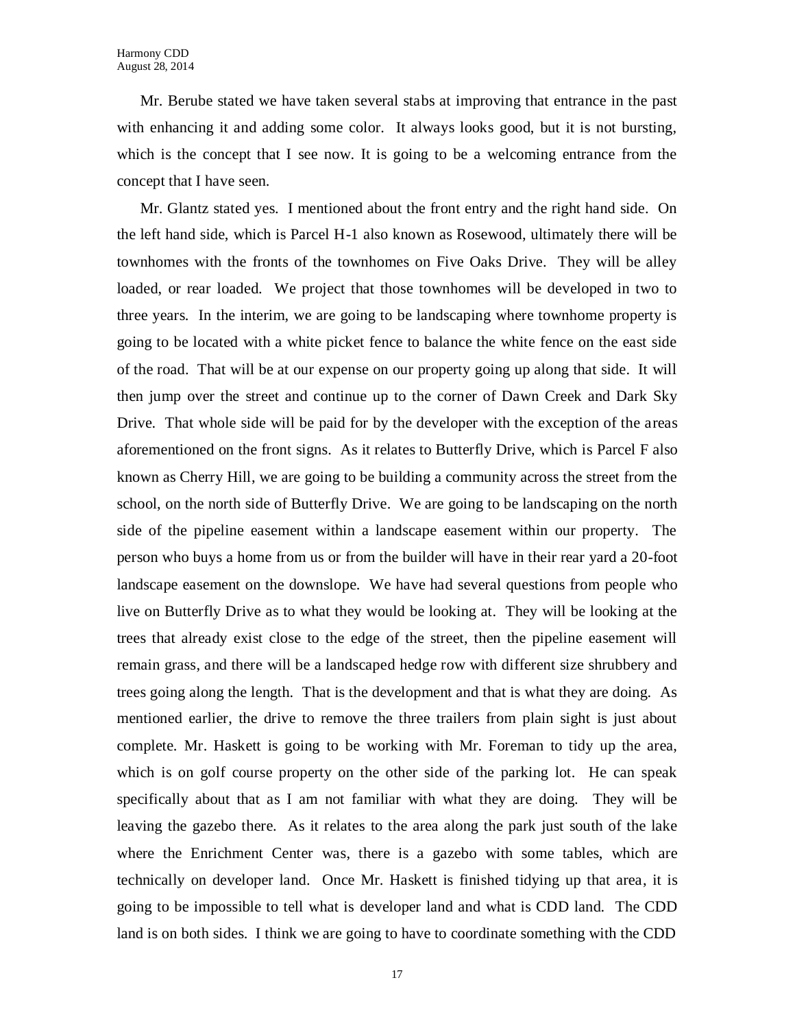Mr. Berube stated we have taken several stabs at improving that entrance in the past with enhancing it and adding some color. It always looks good, but it is not bursting, which is the concept that I see now. It is going to be a welcoming entrance from the concept that I have seen.

Mr. Glantz stated yes. I mentioned about the front entry and the right hand side. On the left hand side, which is Parcel H-1 also known as Rosewood, ultimately there will be townhomes with the fronts of the townhomes on Five Oaks Drive. They will be alley loaded, or rear loaded. We project that those townhomes will be developed in two to three years. In the interim, we are going to be landscaping where townhome property is going to be located with a white picket fence to balance the white fence on the east side of the road. That will be at our expense on our property going up along that side. It will then jump over the street and continue up to the corner of Dawn Creek and Dark Sky Drive. That whole side will be paid for by the developer with the exception of the areas aforementioned on the front signs. As it relates to Butterfly Drive, which is Parcel F also known as Cherry Hill, we are going to be building a community across the street from the school, on the north side of Butterfly Drive. We are going to be landscaping on the north side of the pipeline easement within a landscape easement within our property. The person who buys a home from us or from the builder will have in their rear yard a 20-foot landscape easement on the downslope. We have had several questions from people who live on Butterfly Drive as to what they would be looking at. They will be looking at the trees that already exist close to the edge of the street, then the pipeline easement will remain grass, and there will be a landscaped hedge row with different size shrubbery and trees going along the length. That is the development and that is what they are doing. As mentioned earlier, the drive to remove the three trailers from plain sight is just about complete. Mr. Haskett is going to be working with Mr. Foreman to tidy up the area, which is on golf course property on the other side of the parking lot. He can speak specifically about that as I am not familiar with what they are doing. They will be leaving the gazebo there. As it relates to the area along the park just south of the lake where the Enrichment Center was, there is a gazebo with some tables, which are technically on developer land. Once Mr. Haskett is finished tidying up that area, it is going to be impossible to tell what is developer land and what is CDD land. The CDD land is on both sides. I think we are going to have to coordinate something with the CDD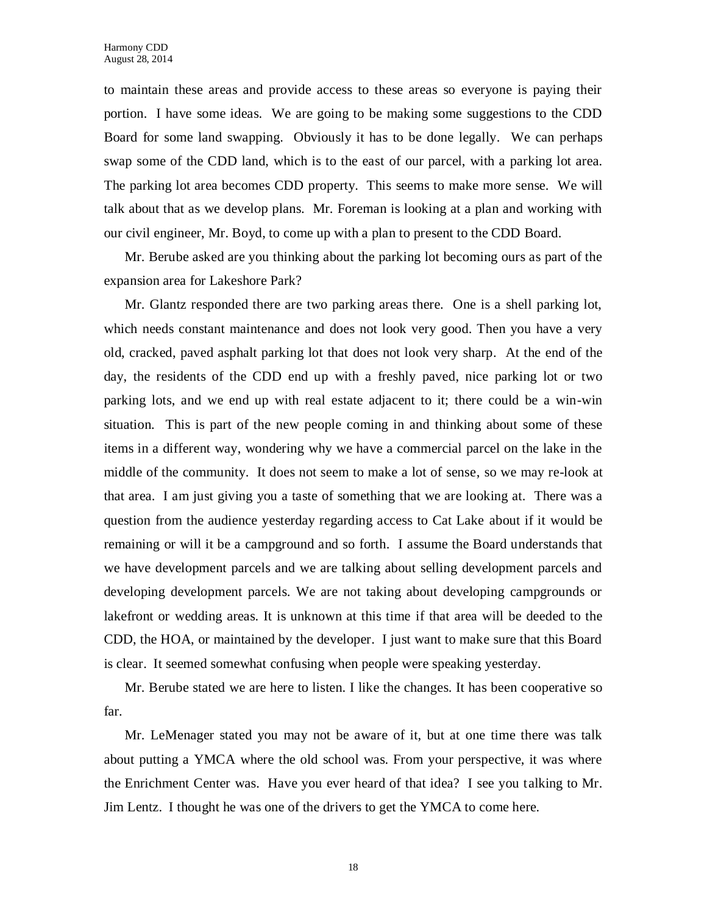to maintain these areas and provide access to these areas so everyone is paying their portion. I have some ideas. We are going to be making some suggestions to the CDD Board for some land swapping. Obviously it has to be done legally. We can perhaps swap some of the CDD land, which is to the east of our parcel, with a parking lot area. The parking lot area becomes CDD property. This seems to make more sense. We will talk about that as we develop plans. Mr. Foreman is looking at a plan and working with our civil engineer, Mr. Boyd, to come up with a plan to present to the CDD Board.

Mr. Berube asked are you thinking about the parking lot becoming ours as part of the expansion area for Lakeshore Park?

Mr. Glantz responded there are two parking areas there. One is a shell parking lot, which needs constant maintenance and does not look very good. Then you have a very old, cracked, paved asphalt parking lot that does not look very sharp. At the end of the day, the residents of the CDD end up with a freshly paved, nice parking lot or two parking lots, and we end up with real estate adjacent to it; there could be a win-win situation. This is part of the new people coming in and thinking about some of these items in a different way, wondering why we have a commercial parcel on the lake in the middle of the community. It does not seem to make a lot of sense, so we may re-look at that area. I am just giving you a taste of something that we are looking at. There was a question from the audience yesterday regarding access to Cat Lake about if it would be remaining or will it be a campground and so forth. I assume the Board understands that we have development parcels and we are talking about selling development parcels and developing development parcels. We are not taking about developing campgrounds or lakefront or wedding areas. It is unknown at this time if that area will be deeded to the CDD, the HOA, or maintained by the developer. I just want to make sure that this Board is clear. It seemed somewhat confusing when people were speaking yesterday.

Mr. Berube stated we are here to listen. I like the changes. It has been cooperative so far.

Mr. LeMenager stated you may not be aware of it, but at one time there was talk about putting a YMCA where the old school was. From your perspective, it was where the Enrichment Center was. Have you ever heard of that idea? I see you talking to Mr. Jim Lentz. I thought he was one of the drivers to get the YMCA to come here.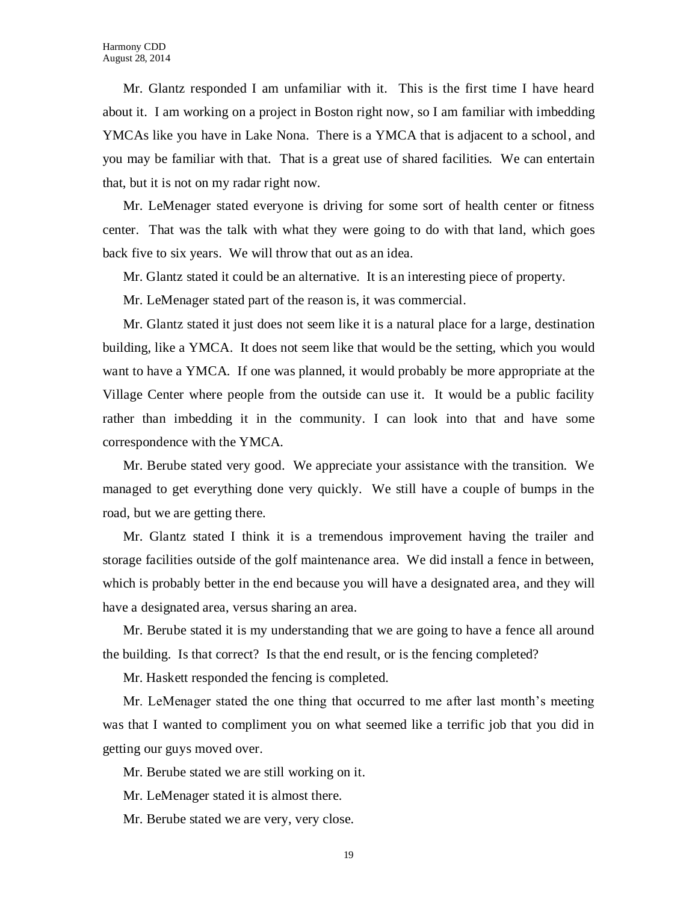Mr. Glantz responded I am unfamiliar with it. This is the first time I have heard about it. I am working on a project in Boston right now, so I am familiar with imbedding YMCAs like you have in Lake Nona. There is a YMCA that is adjacent to a school, and you may be familiar with that. That is a great use of shared facilities. We can entertain that, but it is not on my radar right now.

Mr. LeMenager stated everyone is driving for some sort of health center or fitness center. That was the talk with what they were going to do with that land, which goes back five to six years. We will throw that out as an idea.

Mr. Glantz stated it could be an alternative. It is an interesting piece of property.

Mr. LeMenager stated part of the reason is, it was commercial.

Mr. Glantz stated it just does not seem like it is a natural place for a large, destination building, like a YMCA. It does not seem like that would be the setting, which you would want to have a YMCA. If one was planned, it would probably be more appropriate at the Village Center where people from the outside can use it. It would be a public facility rather than imbedding it in the community. I can look into that and have some correspondence with the YMCA.

Mr. Berube stated very good. We appreciate your assistance with the transition. We managed to get everything done very quickly. We still have a couple of bumps in the road, but we are getting there.

Mr. Glantz stated I think it is a tremendous improvement having the trailer and storage facilities outside of the golf maintenance area. We did install a fence in between, which is probably better in the end because you will have a designated area, and they will have a designated area, versus sharing an area.

Mr. Berube stated it is my understanding that we are going to have a fence all around the building. Is that correct? Is that the end result, or is the fencing completed?

Mr. Haskett responded the fencing is completed.

Mr. LeMenager stated the one thing that occurred to me after last month's meeting was that I wanted to compliment you on what seemed like a terrific job that you did in getting our guys moved over.

Mr. Berube stated we are still working on it.

Mr. LeMenager stated it is almost there.

Mr. Berube stated we are very, very close.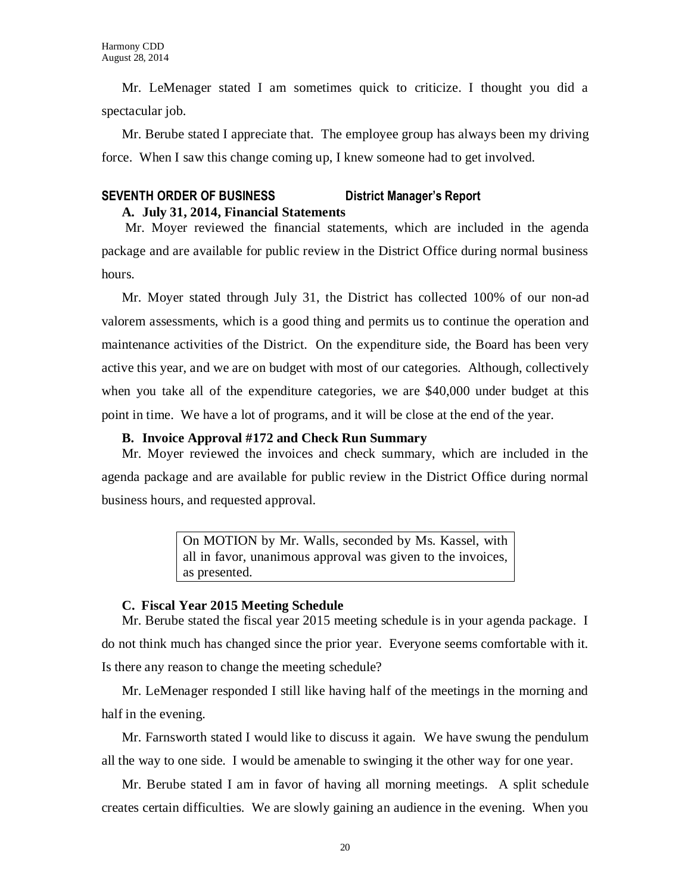Mr. LeMenager stated I am sometimes quick to criticize. I thought you did a spectacular job.

Mr. Berube stated I appreciate that. The employee group has always been my driving force. When I saw this change coming up, I knew someone had to get involved.

## SEVENTH ORDER OF BUSINESS District Manager's Report

### A. July 31, 2014, Financial Statements

Mr. Moyer reviewed the financial statements, which are included in the agenda package and are available for public review in the District Office during normal business hours.

Mr. Moyer stated through July 31, the District has collected 100% of our non-ad valorem assessments, which is a good thing and permits us to continue the operation and maintenance activities of the District. On the expenditure side, the Board has been very active this year, and we are on budget with most of our categories. Although, collectively when you take all of the expenditure categories, we are $40,000 under budget at this point in time. We have a lot of programs, and it will be close at the end of the year.

### B. Invoice Approval #172 and Check Run Summary

Mr. Moyer reviewed the invoices and check summary, which are included in the agenda package and are available for public review in the District Office during normal business hours, and requested approval.

> On MOTION by Mr. Walls, seconded by Ms. Kassel, with all in favor, unanimous approval was given to the invoices, as presented.

### C. Fiscal Year 2015 Meeting Schedule

Mr. Berube stated the fiscal year 2015 meeting schedule is in your agenda package. I do not think much has changed since the prior year. Everyone seems comfortable with it. Is there any reason to change the meeting schedule?

Mr. LeMenager responded I still like having half of the meetings in the morning and half in the evening.

Mr. Farnsworth stated I would like to discuss it again. We have swung the pendulum all the way to one side. I would be amenable to swinging it the other way for one year.

Mr. Berube stated I am in favor of having all morning meetings. A split schedule creates certain difficulties. We are slowly gaining an audience in the evening. When you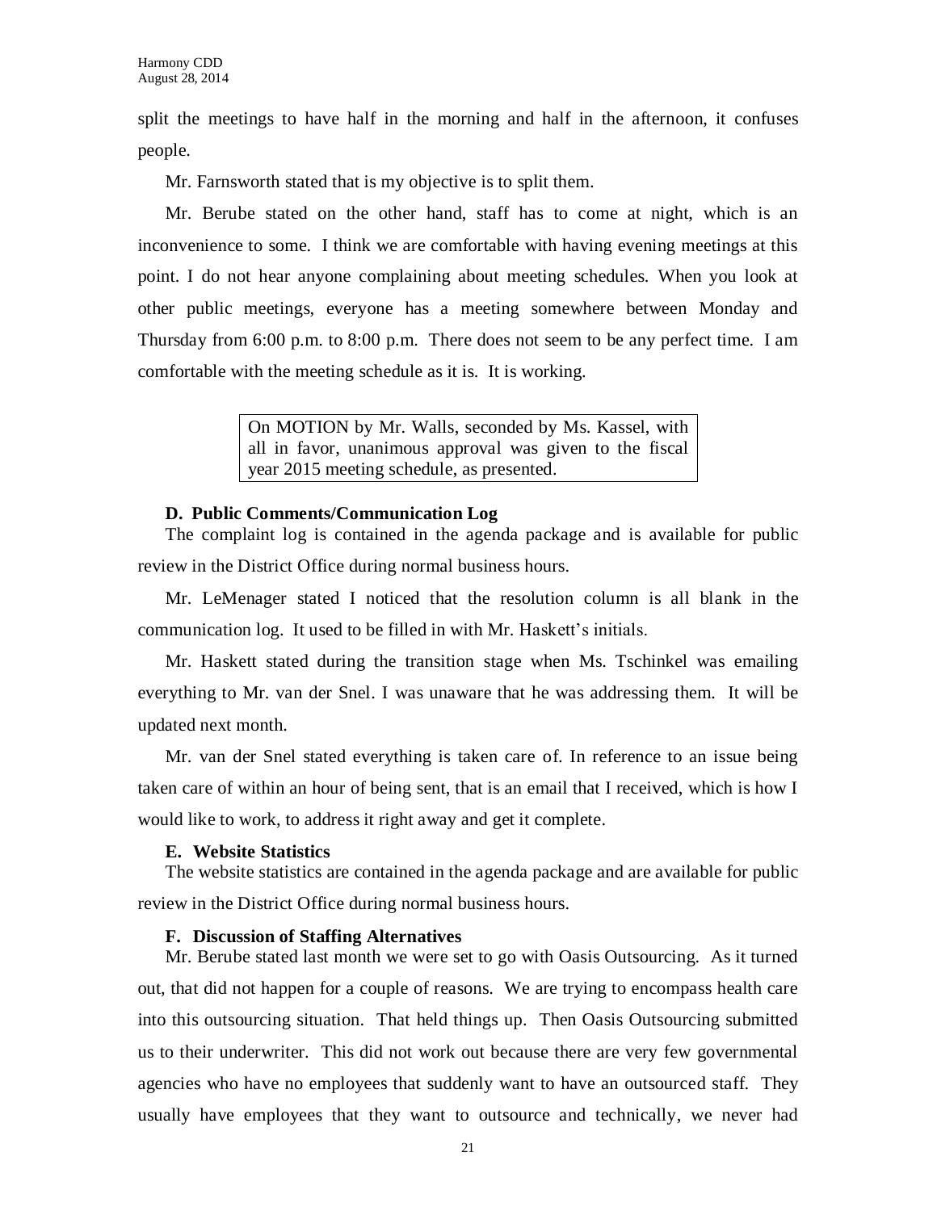split the meetings to have half in the morning and half in the afternoon, it confuses people.

Mr. Farnsworth stated that is my objective is to split them.

Mr. Berube stated on the other hand, staff has to come at night, which is an inconvenience to some. I think we are comfortable with having evening meetings at this point. I do not hear anyone complaining about meeting schedules. When you look at other public meetings, everyone has a meeting somewhere between Monday and Thursday from 6:00 p.m. to 8:00 p.m. There does not seem to be any perfect time. I am comfortable with the meeting schedule as it is. It is working.

> On MOTION by Mr. Walls, seconded by Ms. Kassel, with all in favor, unanimous approval was given to the fiscal year 2015 meeting schedule, as presented.

**D. Public Comments/Communication Log**

The complaint log is contained in the agenda package and is available for public review in the District Office during normal business hours.

Mr. LeMenager stated I noticed that the resolution column is all blank in the communication log. It used to be filled in with Mr. Haskett's initials.

Mr. Haskett stated during the transition stage when Ms. Tschinkel was emailing everything to Mr. van der Snel. I was unaware that he was addressing them. It will be updated next month.

Mr. van der Snel stated everything is taken care of. In reference to an issue being taken care of within an hour of being sent, that is an email that I received, which is how I would like to work, to address it right away and get it complete.

**E. Website Statistics**

The website statistics are contained in the agenda package and are available for public review in the District Office during normal business hours.

**F. Discussion of Staffing Alternatives**

Mr. Berube stated last month we were set to go with Oasis Outsourcing. As it turned out, that did not happen for a couple of reasons. We are trying to encompass health care into this outsourcing situation. That held things up. Then Oasis Outsourcing submitted us to their underwriter. This did not work out because there are very few governmental agencies who have no employees that suddenly want to have an outsourced staff. They usually have employees that they want to outsource and technically, we never had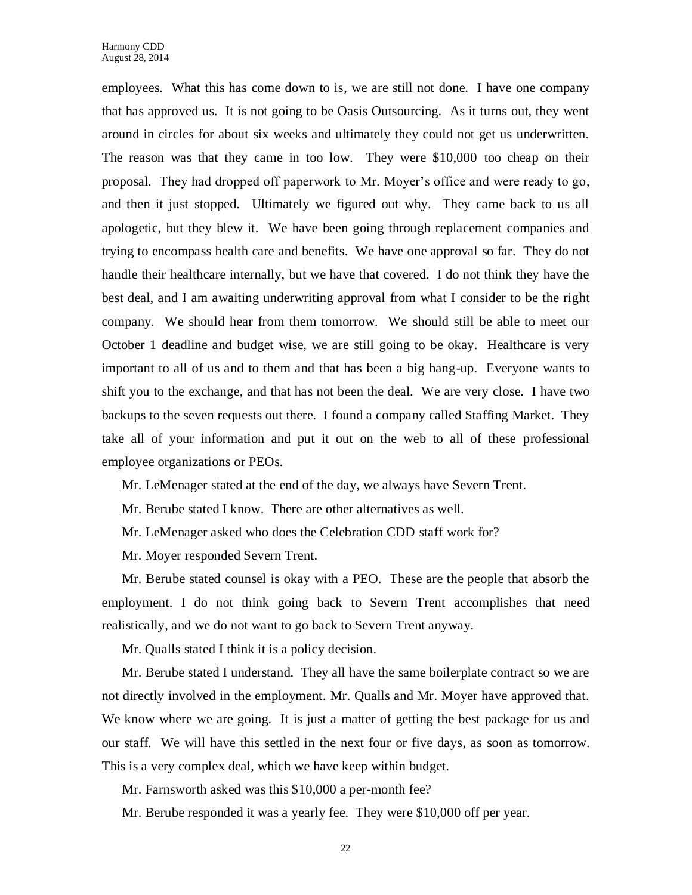employees. What this has come down to is, we are still not done. I have one company that has approved us. It is not going to be Oasis Outsourcing. As it turns out, they went around in circles for about six weeks and ultimately they could not get us underwritten. The reason was that they came in too low. They were $10,000 too cheap on their proposal. They had dropped off paperwork to Mr. Moyer's office and were ready to go, and then it just stopped. Ultimately we figured out why. They came back to us all apologetic, but they blew it. We have been going through replacement companies and trying to encompass health care and benefits. We have one approval so far. They do not handle their healthcare internally, but we have that covered. I do not think they have the best deal, and I am awaiting underwriting approval from what I consider to be the right company. We should hear from them tomorrow. We should still be able to meet our October 1 deadline and budget wise, we are still going to be okay. Healthcare is very important to all of us and to them and that has been a big hang-up. Everyone wants to shift you to the exchange, and that has not been the deal. We are very close. I have two backups to the seven requests out there. I found a company called Staffing Market. They take all of your information and put it out on the web to all of these professional employee organizations or PEOs.

Mr. LeMenager stated at the end of the day, we always have Severn Trent.

Mr. Berube stated I know. There are other alternatives as well.

Mr. LeMenager asked who does the Celebration CDD staff work for?

Mr. Moyer responded Severn Trent.

Mr. Berube stated counsel is okay with a PEO. These are the people that absorb the employment. I do not think going back to Severn Trent accomplishes that need realistically, and we do not want to go back to Severn Trent anyway.

Mr. Qualls stated I think it is a policy decision.

Mr. Berube stated I understand. They all have the same boilerplate contract so we are not directly involved in the employment. Mr. Qualls and Mr. Moyer have approved that. We know where we are going. It is just a matter of getting the best package for us and our staff. We will have this settled in the next four or five days, as soon as tomorrow. This is a very complex deal, which we have keep within budget.

Mr. Farnsworth asked was this $10,000 a per-month fee?

Mr. Berube responded it was a yearly fee. They were $10,000 off per year.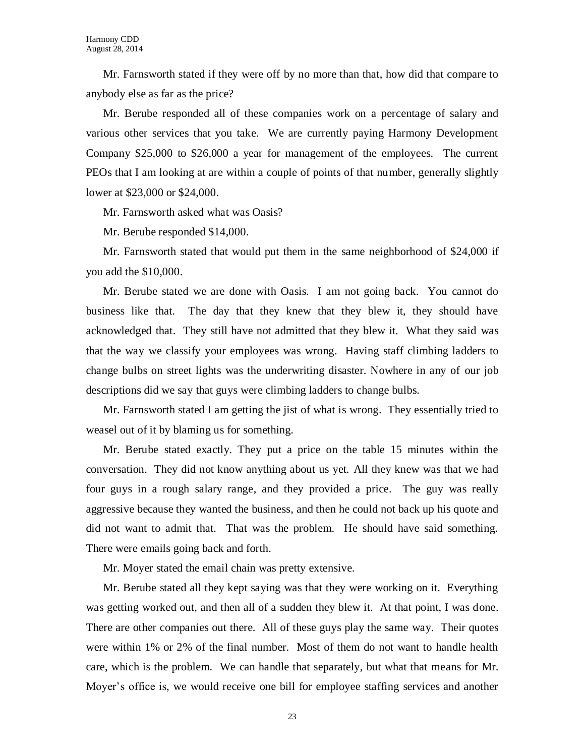Mr. Farnsworth stated if they were off by no more than that, how did that compare to anybody else as far as the price?

Mr. Berube responded all of these companies work on a percentage of salary and various other services that you take. We are currently paying Harmony Development Company $25,000 to $26,000 a year for management of the employees. The current PEOs that I am looking at are within a couple of points of that number, generally slightly lower at $23,000 or $24,000.

Mr. Farnsworth asked what was Oasis?

Mr. Berube responded $14,000.

Mr. Farnsworth stated that would put them in the same neighborhood of $24,000 if you add the $10,000.

Mr. Berube stated we are done with Oasis. I am not going back. You cannot do business like that. The day that they knew that they blew it, they should have acknowledged that. They still have not admitted that they blew it. What they said was that the way we classify your employees was wrong. Having staff climbing ladders to change bulbs on street lights was the underwriting disaster. Nowhere in any of our job descriptions did we say that guys were climbing ladders to change bulbs.

Mr. Farnsworth stated I am getting the jist of what is wrong. They essentially tried to weasel out of it by blaming us for something.

Mr. Berube stated exactly. They put a price on the table 15 minutes within the conversation. They did not know anything about us yet. All they knew was that we had four guys in a rough salary range, and they provided a price. The guy was really aggressive because they wanted the business, and then he could not back up his quote and did not want to admit that. That was the problem. He should have said something. There were emails going back and forth.

Mr. Moyer stated the email chain was pretty extensive.

Mr. Berube stated all they kept saying was that they were working on it. Everything was getting worked out, and then all of a sudden they blew it. At that point, I was done. There are other companies out there. All of these guys play the same way. Their quotes were within 1% or 2% of the final number. Most of them do not want to handle health care, which is the problem. We can handle that separately, but what that means for Mr. Moyer's office is, we would receive one bill for employee staffing services and another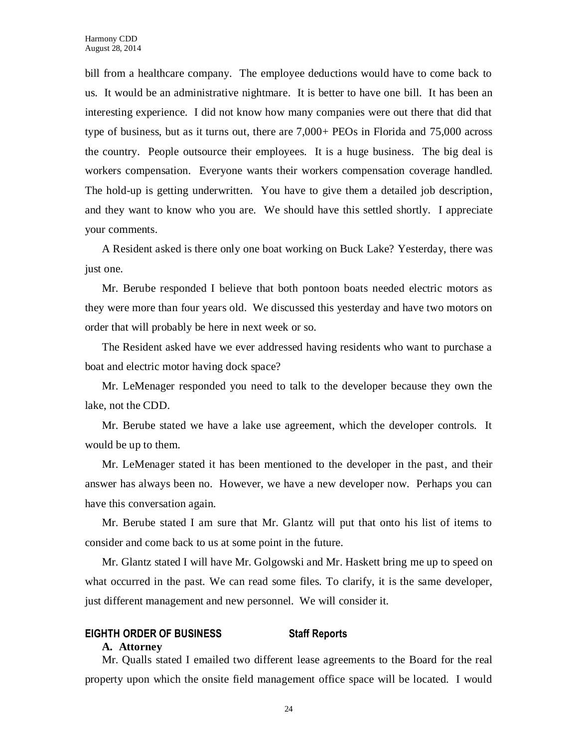bill from a healthcare company. The employee deductions would have to come back to us. It would be an administrative nightmare. It is better to have one bill. It has been an interesting experience. I did not know how many companies were out there that did that type of business, but as it turns out, there are 7,000+ PEOs in Florida and 75,000 across the country. People outsource their employees. It is a huge business. The big deal is workers compensation. Everyone wants their workers compensation coverage handled. The hold-up is getting underwritten. You have to give them a detailed job description, and they want to know who you are. We should have this settled shortly. I appreciate your comments.

A Resident asked is there only one boat working on Buck Lake? Yesterday, there was just one.

Mr. Berube responded I believe that both pontoon boats needed electric motors as they were more than four years old. We discussed this yesterday and have two motors on order that will probably be here in next week or so.

The Resident asked have we ever addressed having residents who want to purchase a boat and electric motor having dock space?

Mr. LeMenager responded you need to talk to the developer because they own the lake, not the CDD.

Mr. Berube stated we have a lake use agreement, which the developer controls. It would be up to them.

Mr. LeMenager stated it has been mentioned to the developer in the past, and their answer has always been no. However, we have a new developer now. Perhaps you can have this conversation again.

Mr. Berube stated I am sure that Mr. Glantz will put that onto his list of items to consider and come back to us at some point in the future.

Mr. Glantz stated I will have Mr. Golgowski and Mr. Haskett bring me up to speed on what occurred in the past. We can read some files. To clarify, it is the same developer, just different management and new personnel. We will consider it.

## EIGHTH ORDER OF BUSINESS Staff Reports

### A. Attorney

Mr. Qualls stated I emailed two different lease agreements to the Board for the real property upon which the onsite field management office space will be located. I would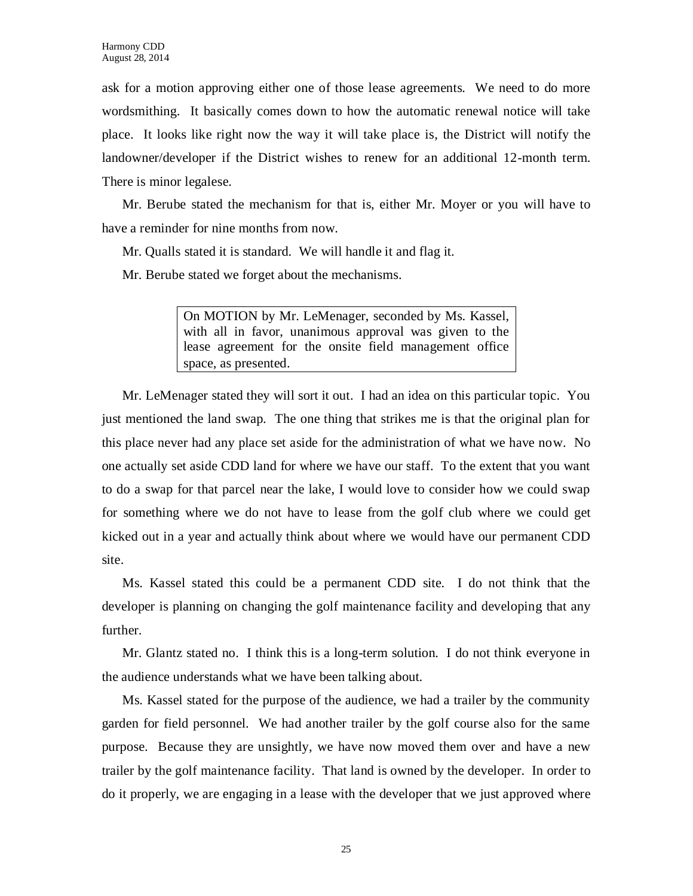ask for a motion approving either one of those lease agreements. We need to do more wordsmithing. It basically comes down to how the automatic renewal notice will take place. It looks like right now the way it will take place is, the District will notify the landowner/developer if the District wishes to renew for an additional 12-month term. There is minor legalese.

Mr. Berube stated the mechanism for that is, either Mr. Moyer or you will have to have a reminder for nine months from now.

Mr. Qualls stated it is standard. We will handle it and flag it.

Mr. Berube stated we forget about the mechanisms.

> On MOTION by Mr. LeMenager, seconded by Ms. Kassel, with all in favor, unanimous approval was given to the lease agreement for the onsite field management office space, as presented.

Mr. LeMenager stated they will sort it out. I had an idea on this particular topic. You just mentioned the land swap. The one thing that strikes me is that the original plan for this place never had any place set aside for the administration of what we have now. No one actually set aside CDD land for where we have our staff. To the extent that you want to do a swap for that parcel near the lake, I would love to consider how we could swap for something where we do not have to lease from the golf club where we could get kicked out in a year and actually think about where we would have our permanent CDD site.

Ms. Kassel stated this could be a permanent CDD site. I do not think that the developer is planning on changing the golf maintenance facility and developing that any further.

Mr. Glantz stated no. I think this is a long-term solution. I do not think everyone in the audience understands what we have been talking about.

Ms. Kassel stated for the purpose of the audience, we had a trailer by the community garden for field personnel. We had another trailer by the golf course also for the same purpose. Because they are unsightly, we have now moved them over and have a new trailer by the golf maintenance facility. That land is owned by the developer. In order to do it properly, we are engaging in a lease with the developer that we just approved where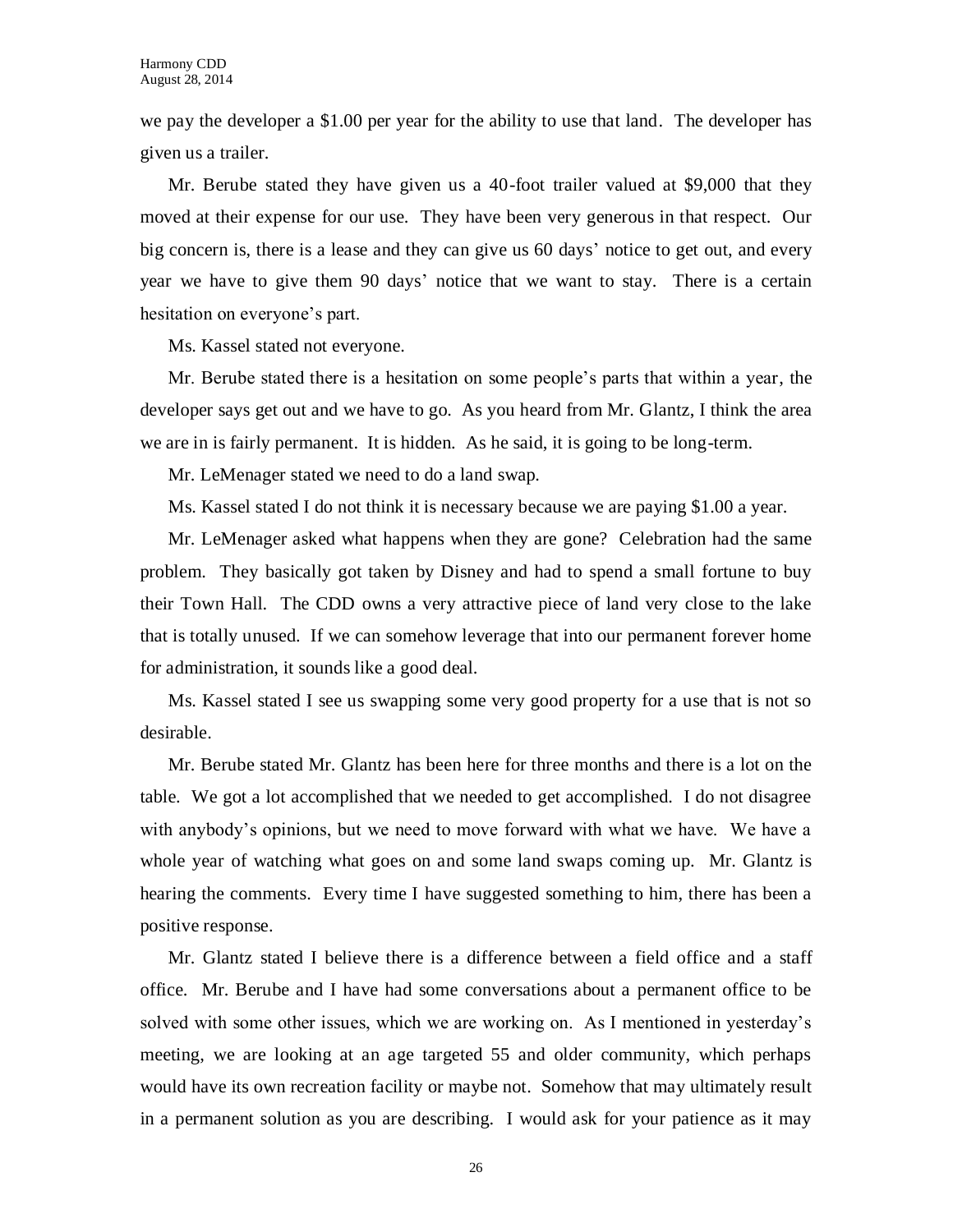we pay the developer a $1.00 per year for the ability to use that land. The developer has given us a trailer.

Mr. Berube stated they have given us a 40-foot trailer valued at $9,000 that they moved at their expense for our use. They have been very generous in that respect. Our big concern is, there is a lease and they can give us 60 days' notice to get out, and every year we have to give them 90 days' notice that we want to stay. There is a certain hesitation on everyone's part.

Ms. Kassel stated not everyone.

Mr. Berube stated there is a hesitation on some people's parts that within a year, the developer says get out and we have to go. As you heard from Mr. Glantz, I think the area we are in is fairly permanent. It is hidden. As he said, it is going to be long-term.

Mr. LeMenager stated we need to do a land swap.

Ms. Kassel stated I do not think it is necessary because we are paying $1.00 a year.

Mr. LeMenager asked what happens when they are gone? Celebration had the same problem. They basically got taken by Disney and had to spend a small fortune to buy their Town Hall. The CDD owns a very attractive piece of land very close to the lake that is totally unused. If we can somehow leverage that into our permanent forever home for administration, it sounds like a good deal.

Ms. Kassel stated I see us swapping some very good property for a use that is not so desirable.

Mr. Berube stated Mr. Glantz has been here for three months and there is a lot on the table. We got a lot accomplished that we needed to get accomplished. I do not disagree with anybody's opinions, but we need to move forward with what we have. We have a whole year of watching what goes on and some land swaps coming up. Mr. Glantz is hearing the comments. Every time I have suggested something to him, there has been a positive response.

Mr. Glantz stated I believe there is a difference between a field office and a staff office. Mr. Berube and I have had some conversations about a permanent office to be solved with some other issues, which we are working on. As I mentioned in yesterday's meeting, we are looking at an age targeted 55 and older community, which perhaps would have its own recreation facility or maybe not. Somehow that may ultimately result in a permanent solution as you are describing. I would ask for your patience as it may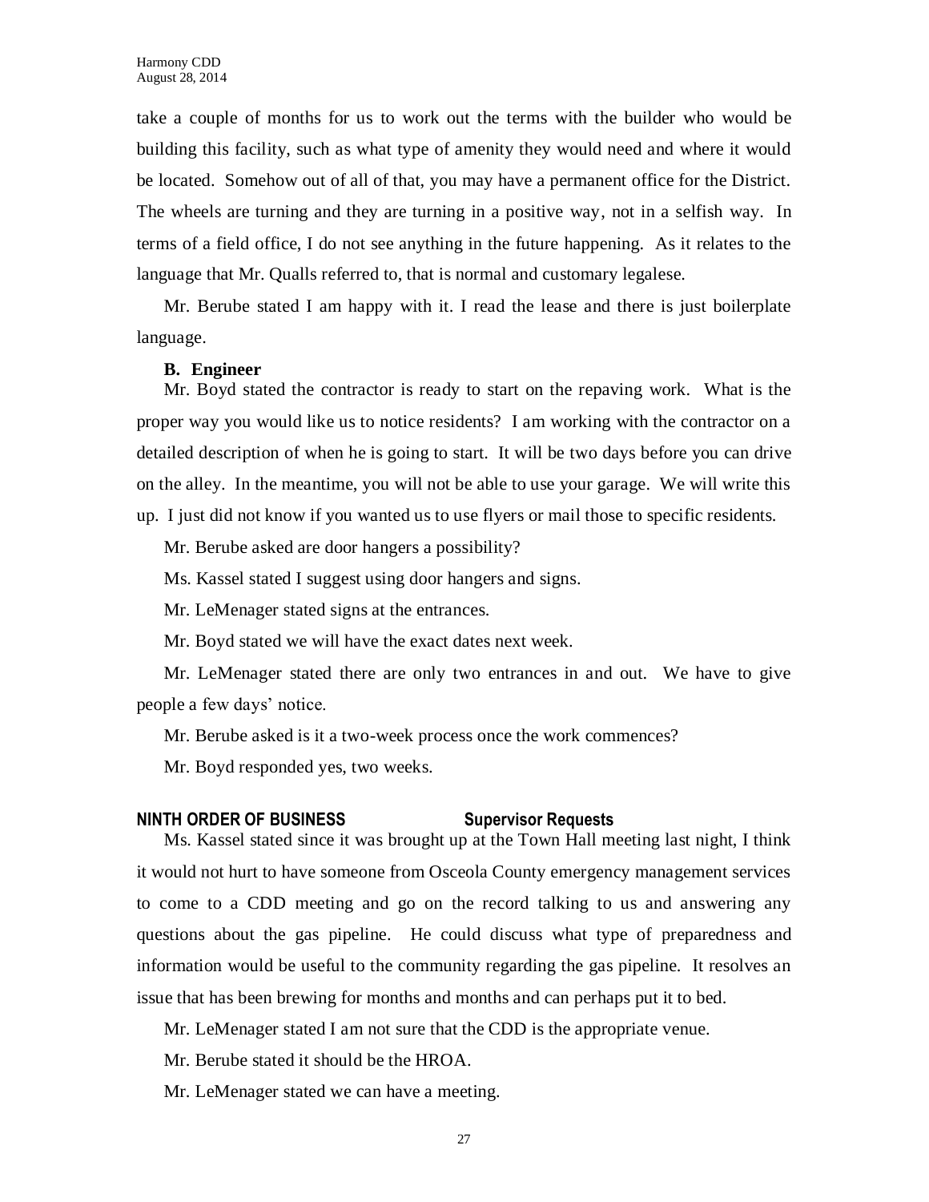take a couple of months for us to work out the terms with the builder who would be building this facility, such as what type of amenity they would need and where it would be located. Somehow out of all of that, you may have a permanent office for the District. The wheels are turning and they are turning in a positive way, not in a selfish way. In terms of a field office, I do not see anything in the future happening. As it relates to the language that Mr. Qualls referred to, that is normal and customary legalese.

Mr. Berube stated I am happy with it. I read the lease and there is just boilerplate language.

**B. Engineer**

Mr. Boyd stated the contractor is ready to start on the repaving work. What is the proper way you would like us to notice residents? I am working with the contractor on a detailed description of when he is going to start. It will be two days before you can drive on the alley. In the meantime, you will not be able to use your garage. We will write this up. I just did not know if you wanted us to use flyers or mail those to specific residents.

Mr. Berube asked are door hangers a possibility?

Ms. Kassel stated I suggest using door hangers and signs.

Mr. LeMenager stated signs at the entrances.

Mr. Boyd stated we will have the exact dates next week.

Mr. LeMenager stated there are only two entrances in and out. We have to give people a few days' notice.

Mr. Berube asked is it a two-week process once the work commences?

Mr. Boyd responded yes, two weeks.

## NINTH ORDER OF BUSINESS Supervisor Requests

Ms. Kassel stated since it was brought up at the Town Hall meeting last night, I think it would not hurt to have someone from Osceola County emergency management services to come to a CDD meeting and go on the record talking to us and answering any questions about the gas pipeline. He could discuss what type of preparedness and information would be useful to the community regarding the gas pipeline. It resolves an issue that has been brewing for months and months and can perhaps put it to bed.

Mr. LeMenager stated I am not sure that the CDD is the appropriate venue.

Mr. Berube stated it should be the HROA.

Mr. LeMenager stated we can have a meeting.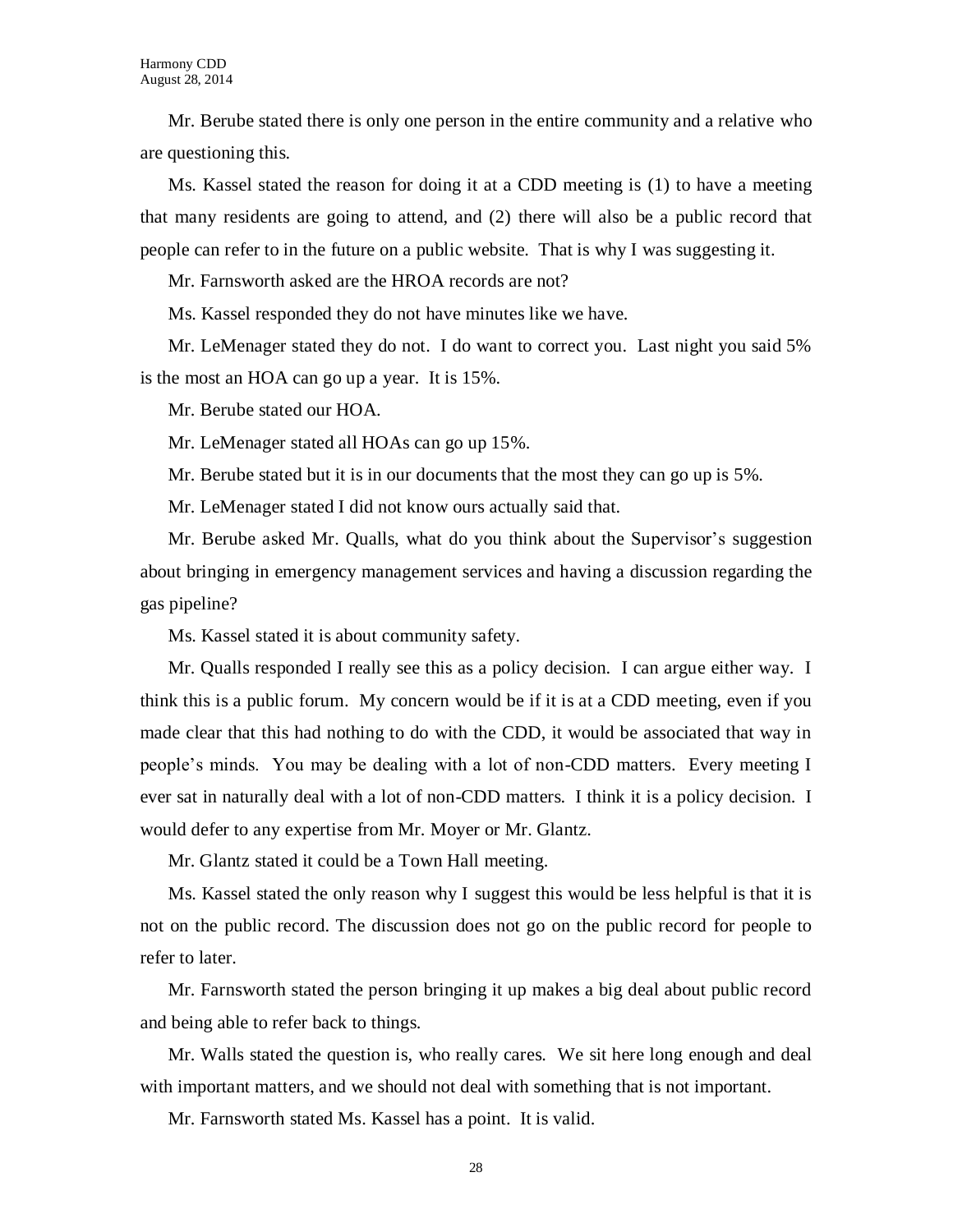Mr. Berube stated there is only one person in the entire community and a relative who are questioning this.

Ms. Kassel stated the reason for doing it at a CDD meeting is (1) to have a meeting that many residents are going to attend, and (2) there will also be a public record that people can refer to in the future on a public website. That is why I was suggesting it.

Mr. Farnsworth asked are the HROA records are not?

Ms. Kassel responded they do not have minutes like we have.

Mr. LeMenager stated they do not. I do want to correct you. Last night you said 5% is the most an HOA can go up a year. It is 15%.

Mr. Berube stated our HOA.

Mr. LeMenager stated all HOAs can go up 15%.

Mr. Berube stated but it is in our documents that the most they can go up is 5%.

Mr. LeMenager stated I did not know ours actually said that.

Mr. Berube asked Mr. Qualls, what do you think about the Supervisor's suggestion about bringing in emergency management services and having a discussion regarding the gas pipeline?

Ms. Kassel stated it is about community safety.

Mr. Qualls responded I really see this as a policy decision. I can argue either way. I think this is a public forum. My concern would be if it is at a CDD meeting, even if you made clear that this had nothing to do with the CDD, it would be associated that way in people's minds. You may be dealing with a lot of non-CDD matters. Every meeting I ever sat in naturally deal with a lot of non-CDD matters. I think it is a policy decision. I would defer to any expertise from Mr. Moyer or Mr. Glantz.

Mr. Glantz stated it could be a Town Hall meeting.

Ms. Kassel stated the only reason why I suggest this would be less helpful is that it is not on the public record. The discussion does not go on the public record for people to refer to later.

Mr. Farnsworth stated the person bringing it up makes a big deal about public record and being able to refer back to things.

Mr. Walls stated the question is, who really cares. We sit here long enough and deal with important matters, and we should not deal with something that is not important.

Mr. Farnsworth stated Ms. Kassel has a point. It is valid.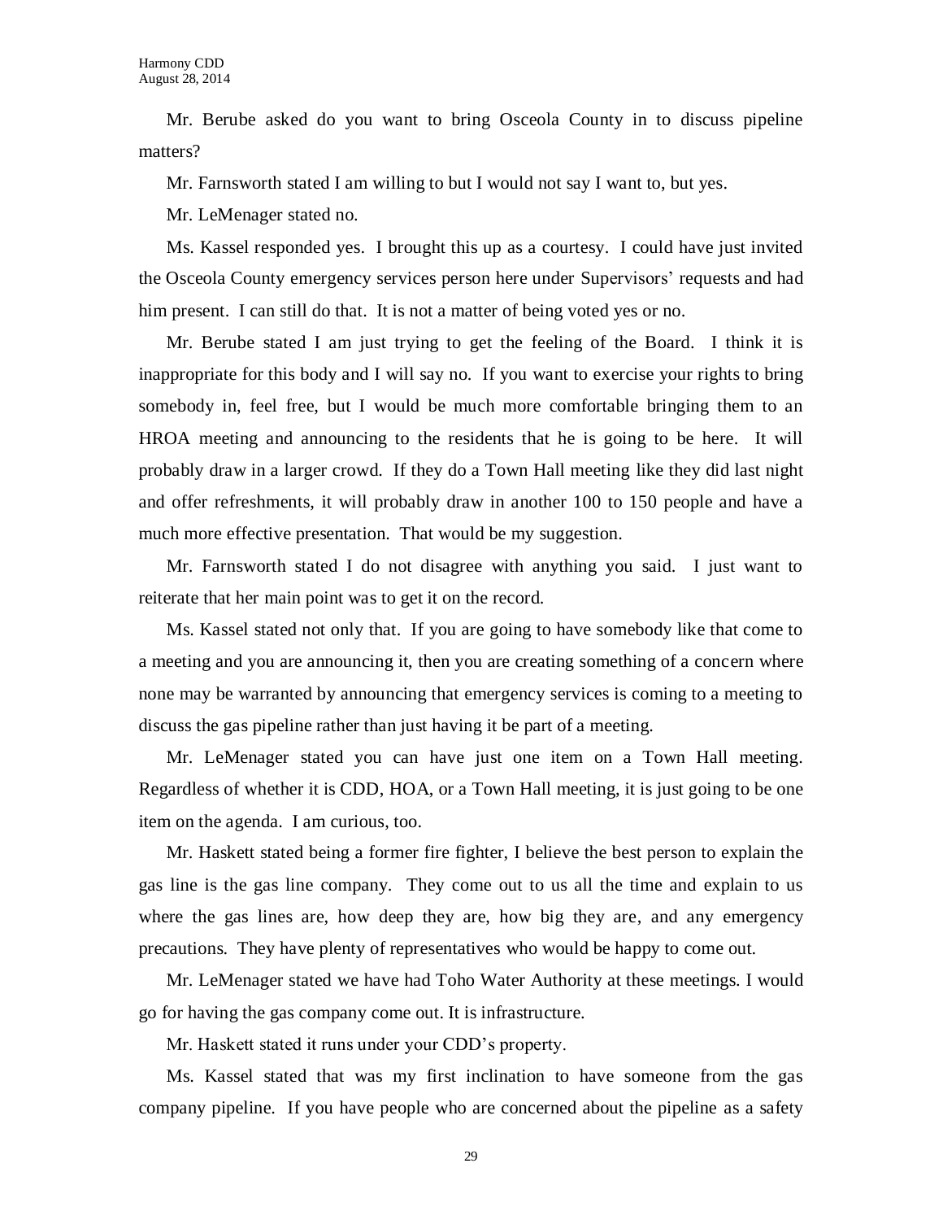Mr. Berube asked do you want to bring Osceola County in to discuss pipeline matters?

Mr. Farnsworth stated I am willing to but I would not say I want to, but yes.

Mr. LeMenager stated no.

Ms. Kassel responded yes. I brought this up as a courtesy. I could have just invited the Osceola County emergency services person here under Supervisors' requests and had him present. I can still do that. It is not a matter of being voted yes or no.

Mr. Berube stated I am just trying to get the feeling of the Board. I think it is inappropriate for this body and I will say no. If you want to exercise your rights to bring somebody in, feel free, but I would be much more comfortable bringing them to an HROA meeting and announcing to the residents that he is going to be here. It will probably draw in a larger crowd. If they do a Town Hall meeting like they did last night and offer refreshments, it will probably draw in another 100 to 150 people and have a much more effective presentation. That would be my suggestion.

Mr. Farnsworth stated I do not disagree with anything you said. I just want to reiterate that her main point was to get it on the record.

Ms. Kassel stated not only that. If you are going to have somebody like that come to a meeting and you are announcing it, then you are creating something of a concern where none may be warranted by announcing that emergency services is coming to a meeting to discuss the gas pipeline rather than just having it be part of a meeting.

Mr. LeMenager stated you can have just one item on a Town Hall meeting. Regardless of whether it is CDD, HOA, or a Town Hall meeting, it is just going to be one item on the agenda. I am curious, too.

Mr. Haskett stated being a former fire fighter, I believe the best person to explain the gas line is the gas line company. They come out to us all the time and explain to us where the gas lines are, how deep they are, how big they are, and any emergency precautions. They have plenty of representatives who would be happy to come out.

Mr. LeMenager stated we have had Toho Water Authority at these meetings. I would go for having the gas company come out. It is infrastructure.

Mr. Haskett stated it runs under your CDD's property.

Ms. Kassel stated that was my first inclination to have someone from the gas company pipeline. If you have people who are concerned about the pipeline as a safety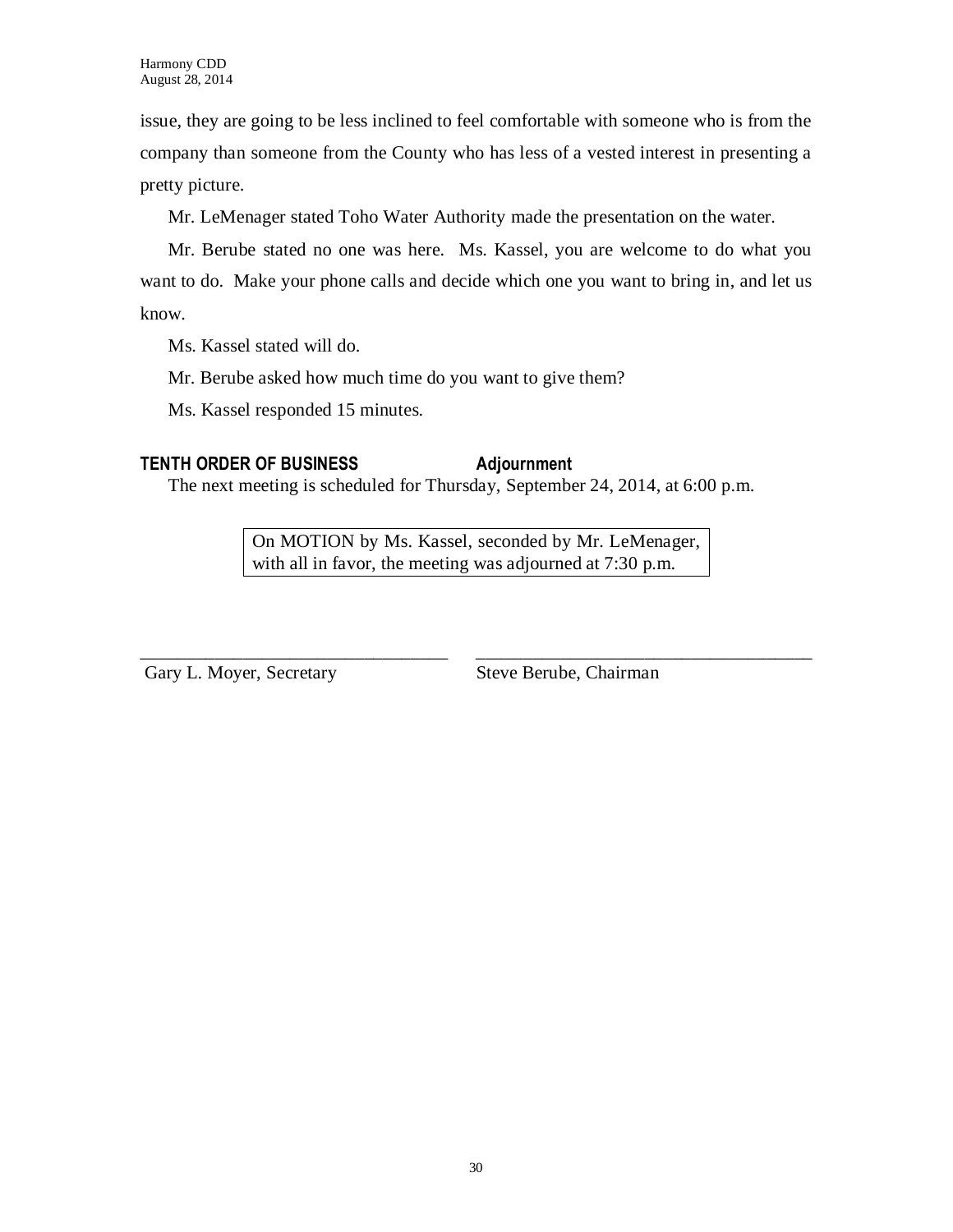issue, they are going to be less inclined to feel comfortable with someone who is from the company than someone from the County who has less of a vested interest in presenting a pretty picture.

Mr. LeMenager stated Toho Water Authority made the presentation on the water.

Mr. Berube stated no one was here. Ms. Kassel, you are welcome to do what you want to do. Make your phone calls and decide which one you want to bring in, and let us know.

Ms. Kassel stated will do.

Mr. Berube asked how much time do you want to give them?

Ms. Kassel responded 15 minutes.

**TENTH ORDER OF BUSINESS Adjournment**

The next meeting is scheduled for Thursday, September 24, 2014, at 6:00 p.m.

On MOTION by Ms. Kassel, seconded by Mr. LeMenager, with all in favor, the meeting was adjourned at 7:30 p.m.

\_\_\_\_\_\_\_\_\_\_\_\_\_\_\_\_\_\_\_\_\_\_\_\_\_\_\_\_\_\_\_\_\_\_ \_\_\_\_\_\_\_\_\_\_\_\_\_\_\_\_\_\_\_\_\_\_\_\_\_\_\_\_\_\_\_\_\_\_\_\_\_\_

Gary L. Moyer, Secretary Steve Berube, Chairman